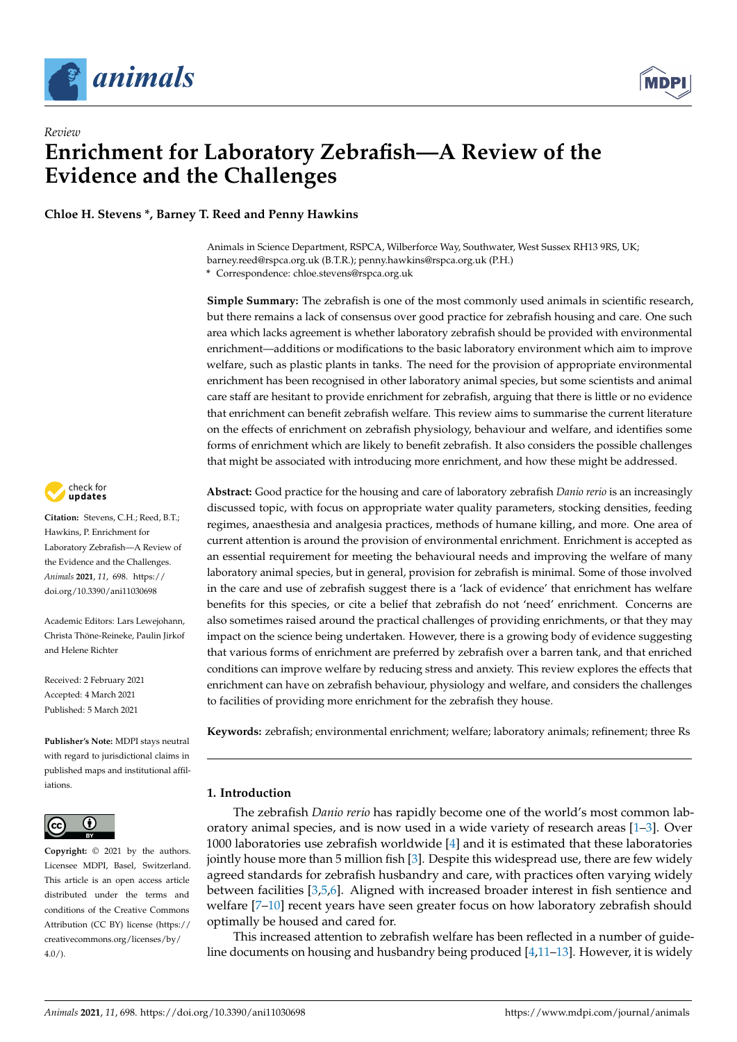*Review*

# Enrichment for Laboratory Zebrafish—A Review of the Evidence and the Challenges

**Chloe H. Stevens \*, Barney T. Reed and Penny Hawkins**

Animals in Science Department, RSPCA, Wilberforce Way, Southwater, West Sussex RH13 9RS, UK; barney.reed@rspca.org.uk (B.T.R.); penny.hawkins@rspca.org.uk (P.H.)
\* Correspondence: chloe.stevens@rspca.org.uk

**Simple Summary:** The zebrafish is one of the most commonly used animals in scientific research, but there remains a lack of consensus over good practice for zebrafish housing and care. One such area which lacks agreement is whether laboratory zebrafish should be provided with environmental enrichment—additions or modifications to the basic laboratory environment which aim to improve welfare, such as plastic plants in tanks. The need for the provision of appropriate environmental enrichment has been recognised in other laboratory animal species, but some scientists and animal care staff are hesitant to provide enrichment for zebrafish, arguing that there is little or no evidence that enrichment can benefit zebrafish welfare. This review aims to summarise the current literature on the effects of enrichment on zebrafish physiology, behaviour and welfare, and identifies some forms of enrichment which are likely to benefit zebrafish. It also considers the possible challenges that might be associated with introducing more enrichment, and how these might be addressed.

**Abstract:** Good practice for the housing and care of laboratory zebrafish *Danio rerio* is an increasingly discussed topic, with focus on appropriate water quality parameters, stocking densities, feeding regimes, anaesthesia and analgesia practices, methods of humane killing, and more. One area of current attention is around the provision of environmental enrichment. Enrichment is accepted as an essential requirement for meeting the behavioural needs and improving the welfare of many laboratory animal species, but in general, provision for zebrafish is minimal. Some of those involved in the care and use of zebrafish suggest there is a 'lack of evidence' that enrichment has welfare benefits for this species, or cite a belief that zebrafish do not 'need' enrichment. Concerns are also sometimes raised around the practical challenges of providing enrichments, or that they may impact on the science being undertaken. However, there is a growing body of evidence suggesting that various forms of enrichment are preferred by zebrafish over a barren tank, and that enriched conditions can improve welfare by reducing stress and anxiety. This review explores the effects that enrichment can have on zebrafish behaviour, physiology and welfare, and considers the challenges to facilities of providing more enrichment for the zebrafish they house.

**Keywords:** zebrafish; environmental enrichment; welfare; laboratory animals; refinement; three Rs

**Citation:** Stevens, C.H.; Reed, B.T.; Hawkins, P. Enrichment for Laboratory Zebrafish—A Review of the Evidence and the Challenges. *Animals* **2021**, *11*, 698. https://doi.org/10.3390/ani11030698

Academic Editors: Lars Lewejohann, Christa Thöne-Reineke, Paulin Jirkof and Helene Richter

Received: 2 February 2021
Accepted: 4 March 2021
Published: 5 March 2021

**Publisher's Note:** MDPI stays neutral with regard to jurisdictional claims in published maps and institutional affiliations.

**Copyright:** © 2021 by the authors. Licensee MDPI, Basel, Switzerland. This article is an open access article distributed under the terms and conditions of the Creative Commons Attribution (CC BY) license (https://creativecommons.org/licenses/by/4.0/).

## 1. Introduction

The zebrafish *Danio rerio* has rapidly become one of the world's most common laboratory animal species, and is now used in a wide variety of research areas [1–3]. Over 1000 laboratories use zebrafish worldwide [4] and it is estimated that these laboratories jointly house more than 5 million fish [3]. Despite this widespread use, there are few widely agreed standards for zebrafish husbandry and care, with practices often varying widely between facilities [3,5,6]. Aligned with increased broader interest in fish sentience and welfare [7–10] recent years have seen greater focus on how laboratory zebrafish should optimally be housed and cared for.

This increased attention to zebrafish welfare has been reflected in a number of guideline documents on housing and husbandry being produced [4,11–13]. However, it is widely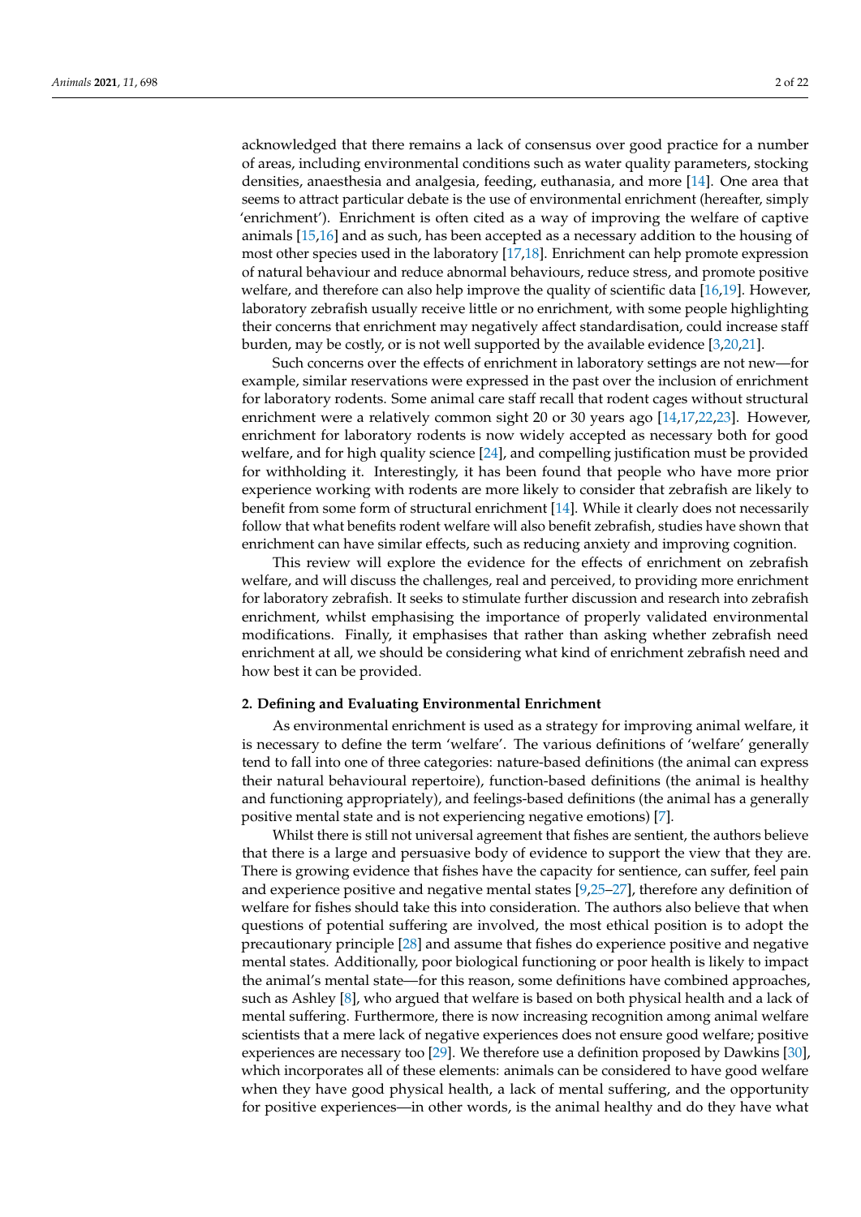acknowledged that there remains a lack of consensus over good practice for a number of areas, including environmental conditions such as water quality parameters, stocking densities, anaesthesia and analgesia, feeding, euthanasia, and more [14]. One area that seems to attract particular debate is the use of environmental enrichment (hereafter, simply 'enrichment'). Enrichment is often cited as a way of improving the welfare of captive animals [15,16] and as such, has been accepted as a necessary addition to the housing of most other species used in the laboratory [17,18]. Enrichment can help promote expression of natural behaviour and reduce abnormal behaviours, reduce stress, and promote positive welfare, and therefore can also help improve the quality of scientific data [16,19]. However, laboratory zebrafish usually receive little or no enrichment, with some people highlighting their concerns that enrichment may negatively affect standardisation, could increase staff burden, may be costly, or is not well supported by the available evidence [3,20,21].

Such concerns over the effects of enrichment in laboratory settings are not new—for example, similar reservations were expressed in the past over the inclusion of enrichment for laboratory rodents. Some animal care staff recall that rodent cages without structural enrichment were a relatively common sight 20 or 30 years ago [14,17,22,23]. However, enrichment for laboratory rodents is now widely accepted as necessary both for good welfare, and for high quality science [24], and compelling justification must be provided for withholding it. Interestingly, it has been found that people who have more prior experience working with rodents are more likely to consider that zebrafish are likely to benefit from some form of structural enrichment [14]. While it clearly does not necessarily follow that what benefits rodent welfare will also benefit zebrafish, studies have shown that enrichment can have similar effects, such as reducing anxiety and improving cognition.

This review will explore the evidence for the effects of enrichment on zebrafish welfare, and will discuss the challenges, real and perceived, to providing more enrichment for laboratory zebrafish. It seeks to stimulate further discussion and research into zebrafish enrichment, whilst emphasising the importance of properly validated environmental modifications. Finally, it emphasises that rather than asking whether zebrafish need enrichment at all, we should be considering what kind of enrichment zebrafish need and how best it can be provided.

## 2. Defining and Evaluating Environmental Enrichment

As environmental enrichment is used as a strategy for improving animal welfare, it is necessary to define the term 'welfare'. The various definitions of 'welfare' generally tend to fall into one of three categories: nature-based definitions (the animal can express their natural behavioural repertoire), function-based definitions (the animal is healthy and functioning appropriately), and feelings-based definitions (the animal has a generally positive mental state and is not experiencing negative emotions) [7].

Whilst there is still not universal agreement that fishes are sentient, the authors believe that there is a large and persuasive body of evidence to support the view that they are. There is growing evidence that fishes have the capacity for sentience, can suffer, feel pain and experience positive and negative mental states [9,25–27], therefore any definition of welfare for fishes should take this into consideration. The authors also believe that when questions of potential suffering are involved, the most ethical position is to adopt the precautionary principle [28] and assume that fishes do experience positive and negative mental states. Additionally, poor biological functioning or poor health is likely to impact the animal's mental state—for this reason, some definitions have combined approaches, such as Ashley [8], who argued that welfare is based on both physical health and a lack of mental suffering. Furthermore, there is now increasing recognition among animal welfare scientists that a mere lack of negative experiences does not ensure good welfare; positive experiences are necessary too [29]. We therefore use a definition proposed by Dawkins [30], which incorporates all of these elements: animals can be considered to have good welfare when they have good physical health, a lack of mental suffering, and the opportunity for positive experiences—in other words, is the animal healthy and do they have what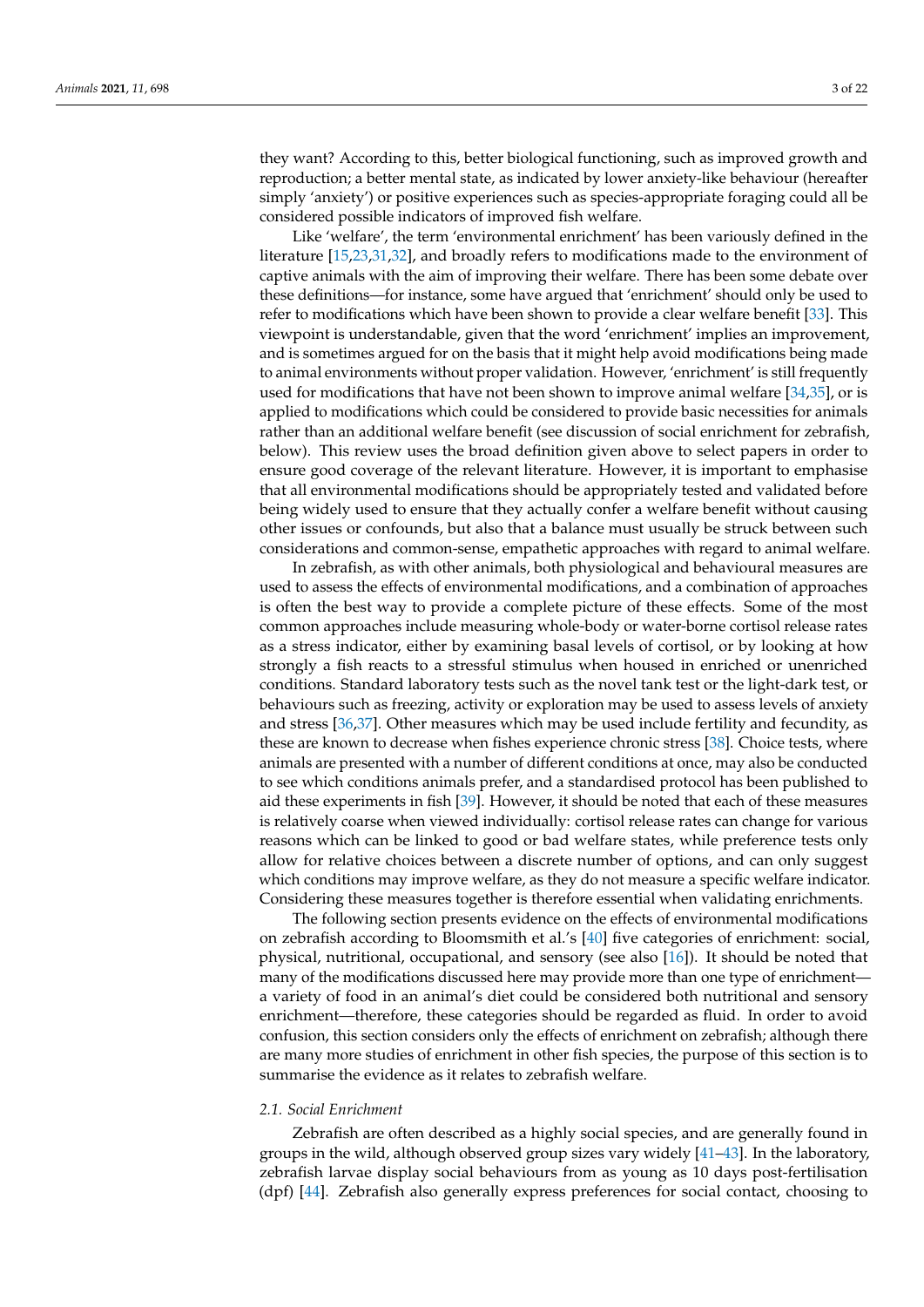they want? According to this, better biological functioning, such as improved growth and reproduction; a better mental state, as indicated by lower anxiety-like behaviour (hereafter simply 'anxiety') or positive experiences such as species-appropriate foraging could all be considered possible indicators of improved fish welfare.

Like 'welfare', the term 'environmental enrichment' has been variously defined in the literature [15,23,31,32], and broadly refers to modifications made to the environment of captive animals with the aim of improving their welfare. There has been some debate over these definitions—for instance, some have argued that 'enrichment' should only be used to refer to modifications which have been shown to provide a clear welfare benefit [33]. This viewpoint is understandable, given that the word 'enrichment' implies an improvement, and is sometimes argued for on the basis that it might help avoid modifications being made to animal environments without proper validation. However, 'enrichment' is still frequently used for modifications that have not been shown to improve animal welfare [34,35], or is applied to modifications which could be considered to provide basic necessities for animals rather than an additional welfare benefit (see discussion of social enrichment for zebrafish, below). This review uses the broad definition given above to select papers in order to ensure good coverage of the relevant literature. However, it is important to emphasise that all environmental modifications should be appropriately tested and validated before being widely used to ensure that they actually confer a welfare benefit without causing other issues or confounds, but also that a balance must usually be struck between such considerations and common-sense, empathetic approaches with regard to animal welfare.

In zebrafish, as with other animals, both physiological and behavioural measures are used to assess the effects of environmental modifications, and a combination of approaches is often the best way to provide a complete picture of these effects. Some of the most common approaches include measuring whole-body or water-borne cortisol release rates as a stress indicator, either by examining basal levels of cortisol, or by looking at how strongly a fish reacts to a stressful stimulus when housed in enriched or unenriched conditions. Standard laboratory tests such as the novel tank test or the light-dark test, or behaviours such as freezing, activity or exploration may be used to assess levels of anxiety and stress [36,37]. Other measures which may be used include fertility and fecundity, as these are known to decrease when fishes experience chronic stress [38]. Choice tests, where animals are presented with a number of different conditions at once, may also be conducted to see which conditions animals prefer, and a standardised protocol has been published to aid these experiments in fish [39]. However, it should be noted that each of these measures is relatively coarse when viewed individually: cortisol release rates can change for various reasons which can be linked to good or bad welfare states, while preference tests only allow for relative choices between a discrete number of options, and can only suggest which conditions may improve welfare, as they do not measure a specific welfare indicator. Considering these measures together is therefore essential when validating enrichments.

The following section presents evidence on the effects of environmental modifications on zebrafish according to Bloomsmith et al.'s [40] five categories of enrichment: social, physical, nutritional, occupational, and sensory (see also [16]). It should be noted that many of the modifications discussed here may provide more than one type of enrichment—a variety of food in an animal's diet could be considered both nutritional and sensory enrichment—therefore, these categories should be regarded as fluid. In order to avoid confusion, this section considers only the effects of enrichment on zebrafish; although there are many more studies of enrichment in other fish species, the purpose of this section is to summarise the evidence as it relates to zebrafish welfare.

### 2.1. Social Enrichment

Zebrafish are often described as a highly social species, and are generally found in groups in the wild, although observed group sizes vary widely [41–43]. In the laboratory, zebrafish larvae display social behaviours from as young as 10 days post-fertilisation (dpf) [44]. Zebrafish also generally express preferences for social contact, choosing to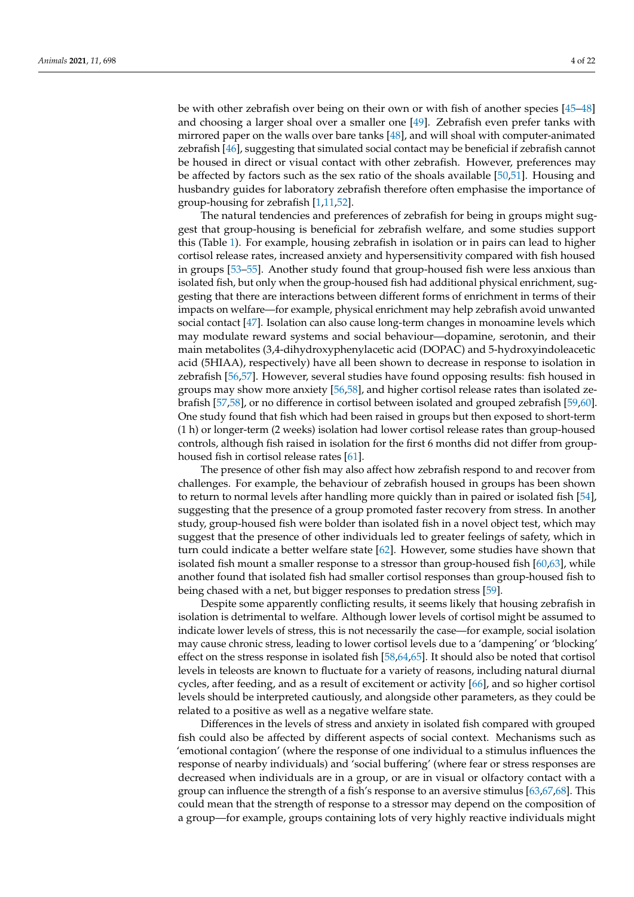be with other zebrafish over being on their own or with fish of another species [45–48] and choosing a larger shoal over a smaller one [49]. Zebrafish even prefer tanks with mirrored paper on the walls over bare tanks [48], and will shoal with computer-animated zebrafish [46], suggesting that simulated social contact may be beneficial if zebrafish cannot be housed in direct or visual contact with other zebrafish. However, preferences may be affected by factors such as the sex ratio of the shoals available [50,51]. Housing and husbandry guides for laboratory zebrafish therefore often emphasise the importance of group-housing for zebrafish [1,11,52].

The natural tendencies and preferences of zebrafish for being in groups might suggest that group-housing is beneficial for zebrafish welfare, and some studies support this (Table 1). For example, housing zebrafish in isolation or in pairs can lead to higher cortisol release rates, increased anxiety and hypersensitivity compared with fish housed in groups [53–55]. Another study found that group-housed fish were less anxious than isolated fish, but only when the group-housed fish had additional physical enrichment, suggesting that there are interactions between different forms of enrichment in terms of their impacts on welfare—for example, physical enrichment may help zebrafish avoid unwanted social contact [47]. Isolation can also cause long-term changes in monoamine levels which may modulate reward systems and social behaviour—dopamine, serotonin, and their main metabolites (3,4-dihydroxyphenylacetic acid (DOPAC) and 5-hydroxyindoleacetic acid (5HIAA), respectively) have all been shown to decrease in response to isolation in zebrafish [56,57]. However, several studies have found opposing results: fish housed in groups may show more anxiety [56,58], and higher cortisol release rates than isolated zebrafish [57,58], or no difference in cortisol between isolated and grouped zebrafish [59,60]. One study found that fish which had been raised in groups but then exposed to short-term (1 h) or longer-term (2 weeks) isolation had lower cortisol release rates than group-housed controls, although fish raised in isolation for the first 6 months did not differ from group-housed fish in cortisol release rates [61].

The presence of other fish may also affect how zebrafish respond to and recover from challenges. For example, the behaviour of zebrafish housed in groups has been shown to return to normal levels after handling more quickly than in paired or isolated fish [54], suggesting that the presence of a group promoted faster recovery from stress. In another study, group-housed fish were bolder than isolated fish in a novel object test, which may suggest that the presence of other individuals led to greater feelings of safety, which in turn could indicate a better welfare state [62]. However, some studies have shown that isolated fish mount a smaller response to a stressor than group-housed fish [60,63], while another found that isolated fish had smaller cortisol responses than group-housed fish to being chased with a net, but bigger responses to predation stress [59].

Despite some apparently conflicting results, it seems likely that housing zebrafish in isolation is detrimental to welfare. Although lower levels of cortisol might be assumed to indicate lower levels of stress, this is not necessarily the case—for example, social isolation may cause chronic stress, leading to lower cortisol levels due to a 'dampening' or 'blocking' effect on the stress response in isolated fish [58,64,65]. It should also be noted that cortisol levels in teleosts are known to fluctuate for a variety of reasons, including natural diurnal cycles, after feeding, and as a result of excitement or activity [66], and so higher cortisol levels should be interpreted cautiously, and alongside other parameters, as they could be related to a positive as well as a negative welfare state.

Differences in the levels of stress and anxiety in isolated fish compared with grouped fish could also be affected by different aspects of social context. Mechanisms such as 'emotional contagion' (where the response of one individual to a stimulus influences the response of nearby individuals) and 'social buffering' (where fear or stress responses are decreased when individuals are in a group, or are in visual or olfactory contact with a group can influence the strength of a fish's response to an aversive stimulus [63,67,68]. This could mean that the strength of response to a stressor may depend on the composition of a group—for example, groups containing lots of very highly reactive individuals might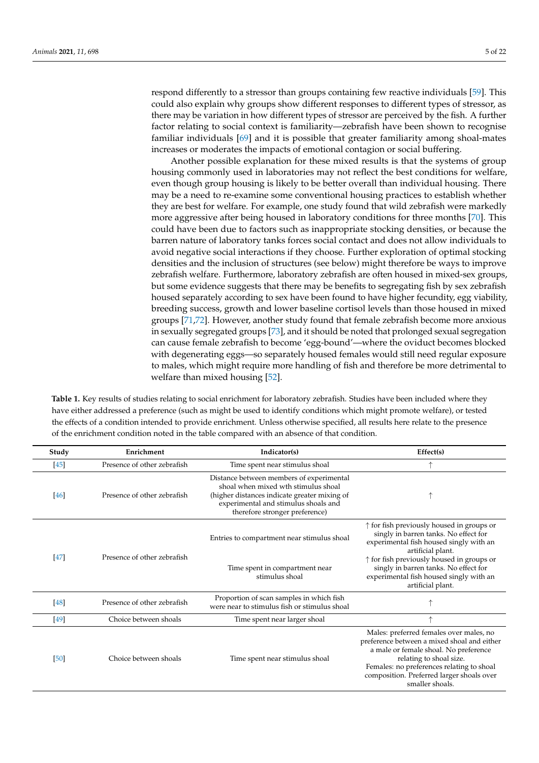respond differently to a stressor than groups containing few reactive individuals [59]. This could also explain why groups show different responses to different types of stressor, as there may be variation in how different types of stressor are perceived by the fish. A further factor relating to social context is familiarity—zebrafish have been shown to recognise familiar individuals [69] and it is possible that greater familiarity among shoal-mates increases or moderates the impacts of emotional contagion or social buffering.

Another possible explanation for these mixed results is that the systems of group housing commonly used in laboratories may not reflect the best conditions for welfare, even though group housing is likely to be better overall than individual housing. There may be a need to re-examine some conventional housing practices to establish whether they are best for welfare. For example, one study found that wild zebrafish were markedly more aggressive after being housed in laboratory conditions for three months [70]. This could have been due to factors such as inappropriate stocking densities, or because the barren nature of laboratory tanks forces social contact and does not allow individuals to avoid negative social interactions if they choose. Further exploration of optimal stocking densities and the inclusion of structures (see below) might therefore be ways to improve zebrafish welfare. Furthermore, laboratory zebrafish are often housed in mixed-sex groups, but some evidence suggests that there may be benefits to segregating fish by sex zebrafish housed separately according to sex have been found to have higher fecundity, egg viability, breeding success, growth and lower baseline cortisol levels than those housed in mixed groups [71,72]. However, another study found that female zebrafish become more anxious in sexually segregated groups [73], and it should be noted that prolonged sexual segregation can cause female zebrafish to become 'egg-bound'—where the oviduct becomes blocked with degenerating eggs—so separately housed females would still need regular exposure to males, which might require more handling of fish and therefore be more detrimental to welfare than mixed housing [52].

**Table 1.** Key results of studies relating to social enrichment for laboratory zebrafish. Studies have been included where they have either addressed a preference (such as might be used to identify conditions which might promote welfare), or tested the effects of a condition intended to provide enrichment. Unless otherwise specified, all results here relate to the presence of the enrichment condition noted in the table compared with an absence of that condition.

| Study | Enrichment | Indicator(s) | Effect(s) |
|---|---|---|---|
| [45] | Presence of other zebrafish | Time spent near stimulus shoal | ↑ |
| [46] | Presence of other zebrafish | Distance between members of experimental shoal when mixed wth stimulus shoal (higher distances indicate greater mixing of experimental and stimulus shoals and therefore stronger preference) | ↑ |
| [47] | Presence of other zebrafish | Entries to compartment near stimulus shoal | ↑ for fish previously housed in groups or singly in barren tanks. No effect for experimental fish housed singly with an artificial plant. |
| | | Time spent in compartment near stimulus shoal | ↑ for fish previously housed in groups or singly in barren tanks. No effect for experimental fish housed singly with an artificial plant. |
| [48] | Presence of other zebrafish | Proportion of scan samples in which fish were near to stimulus fish or stimulus shoal | ↑ |
| [49] | Choice between shoals | Time spent near larger shoal | ↑ |
| [50] | Choice between shoals | Time spent near stimulus shoal | Males: preferred females over males, no preference between a mixed shoal and either a male or female shoal. No preference relating to shoal size. Females: no preferences relating to shoal composition. Preferred larger shoals over smaller shoals. |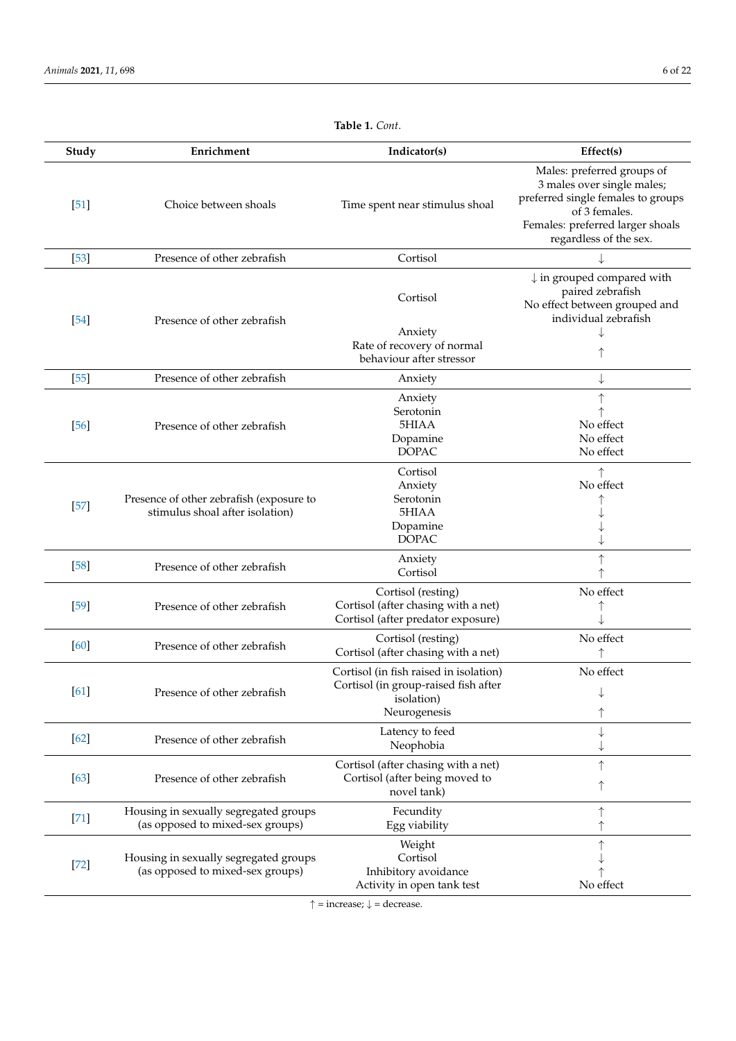**Table 1.** *Cont.*

| Study | Enrichment | Indicator(s) | Effect(s) |
|---|---|---|---|
| [51] | Choice between shoals | Time spent near stimulus shoal | Males: preferred groups of 3 males over single males; preferred single females to groups of 3 females. Females: preferred larger shoals regardless of the sex. |
| [53] | Presence of other zebrafish | Cortisol | ↓ |
| [54] | Presence of other zebrafish | Cortisol<br>Anxiety<br>Rate of recovery of normal behaviour after stressor | ↓ in grouped compared with paired zebrafish<br>No effect between grouped and individual zebrafish<br>↓<br>↑ |
| [55] | Presence of other zebrafish | Anxiety | ↓ |
| [56] | Presence of other zebrafish | Anxiety<br>Serotonin<br>5HIAA<br>Dopamine<br>DOPAC | ↑<br>↑<br>No effect<br>No effect<br>No effect |
| [57] | Presence of other zebrafish (exposure to stimulus shoal after isolation) | Cortisol<br>Anxiety<br>Serotonin<br>5HIAA<br>Dopamine<br>DOPAC | ↑<br>No effect<br>↑<br>↓<br>↓<br>↓ |
| [58] | Presence of other zebrafish | Anxiety<br>Cortisol | ↑<br>↑ |
| [59] | Presence of other zebrafish | Cortisol (resting)<br>Cortisol (after chasing with a net)<br>Cortisol (after predator exposure) | No effect<br>↑<br>↓ |
| [60] | Presence of other zebrafish | Cortisol (resting)<br>Cortisol (after chasing with a net) | No effect<br>↑ |
| [61] | Presence of other zebrafish | Cortisol (in fish raised in isolation)<br>Cortisol (in group-raised fish after isolation)<br>Neurogenesis | No effect<br>↓<br>↑ |
| [62] | Presence of other zebrafish | Latency to feed<br>Neophobia | ↓<br>↓ |
| [63] | Presence of other zebrafish | Cortisol (after chasing with a net)<br>Cortisol (after being moved to novel tank) | ↑<br>↑ |
| [71] | Housing in sexually segregated groups (as opposed to mixed-sex groups) | Fecundity<br>Egg viability | ↑<br>↑ |
| [72] | Housing in sexually segregated groups (as opposed to mixed-sex groups) | Weight<br>Cortisol<br>Inhibitory avoidance<br>Activity in open tank test | ↑<br>↓<br>↑<br>No effect |

↑ = increase; ↓ = decrease.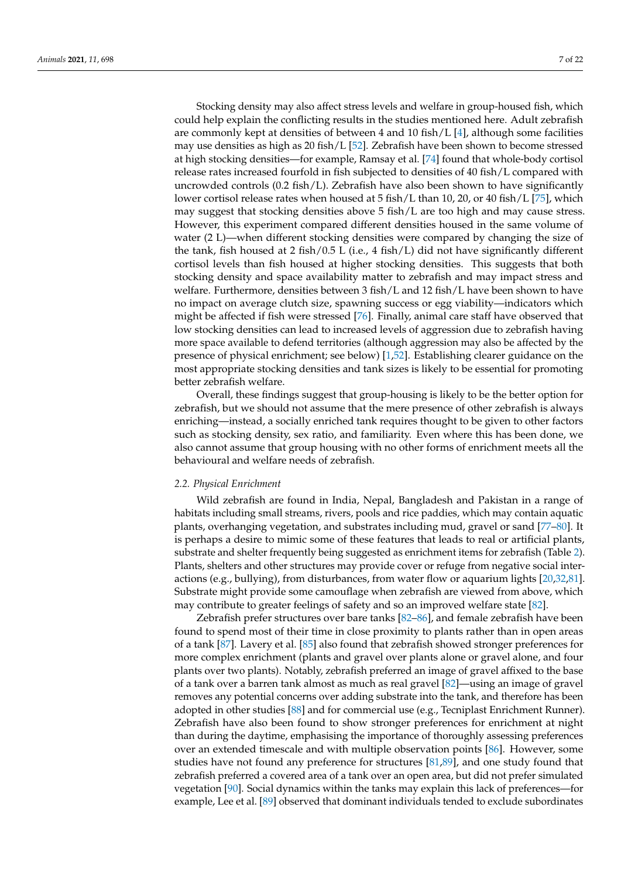Stocking density may also affect stress levels and welfare in group-housed fish, which could help explain the conflicting results in the studies mentioned here. Adult zebrafish are commonly kept at densities of between 4 and 10 fish/L [4], although some facilities may use densities as high as 20 fish/L [52]. Zebrafish have been shown to become stressed at high stocking densities—for example, Ramsay et al. [74] found that whole-body cortisol release rates increased fourfold in fish subjected to densities of 40 fish/L compared with uncrowded controls (0.2 fish/L). Zebrafish have also been shown to have significantly lower cortisol release rates when housed at 5 fish/L than 10, 20, or 40 fish/L [75], which may suggest that stocking densities above 5 fish/L are too high and may cause stress. However, this experiment compared different densities housed in the same volume of water (2 L)—when different stocking densities were compared by changing the size of the tank, fish housed at 2 fish/0.5 L (i.e., 4 fish/L) did not have significantly different cortisol levels than fish housed at higher stocking densities. This suggests that both stocking density and space availability matter to zebrafish and may impact stress and welfare. Furthermore, densities between 3 fish/L and 12 fish/L have been shown to have no impact on average clutch size, spawning success or egg viability—indicators which might be affected if fish were stressed [76]. Finally, animal care staff have observed that low stocking densities can lead to increased levels of aggression due to zebrafish having more space available to defend territories (although aggression may also be affected by the presence of physical enrichment; see below) [1,52]. Establishing clearer guidance on the most appropriate stocking densities and tank sizes is likely to be essential for promoting better zebrafish welfare.

Overall, these findings suggest that group-housing is likely to be the better option for zebrafish, but we should not assume that the mere presence of other zebrafish is always enriching—instead, a socially enriched tank requires thought to be given to other factors such as stocking density, sex ratio, and familiarity. Even where this has been done, we also cannot assume that group housing with no other forms of enrichment meets all the behavioural and welfare needs of zebrafish.

### 2.2. Physical Enrichment

Wild zebrafish are found in India, Nepal, Bangladesh and Pakistan in a range of habitats including small streams, rivers, pools and rice paddies, which may contain aquatic plants, overhanging vegetation, and substrates including mud, gravel or sand [77–80]. It is perhaps a desire to mimic some of these features that leads to real or artificial plants, substrate and shelter frequently being suggested as enrichment items for zebrafish (Table 2). Plants, shelters and other structures may provide cover or refuge from negative social interactions (e.g., bullying), from disturbances, from water flow or aquarium lights [20,32,81]. Substrate might provide some camouflage when zebrafish are viewed from above, which may contribute to greater feelings of safety and so an improved welfare state [82].

Zebrafish prefer structures over bare tanks [82–86], and female zebrafish have been found to spend most of their time in close proximity to plants rather than in open areas of a tank [87]. Lavery et al. [85] also found that zebrafish showed stronger preferences for more complex enrichment (plants and gravel over plants alone or gravel alone, and four plants over two plants). Notably, zebrafish preferred an image of gravel affixed to the base of a tank over a barren tank almost as much as real gravel [82]—using an image of gravel removes any potential concerns over adding substrate into the tank, and therefore has been adopted in other studies [88] and for commercial use (e.g., Tecniplast Enrichment Runner). Zebrafish have also been found to show stronger preferences for enrichment at night than during the daytime, emphasising the importance of thoroughly assessing preferences over an extended timescale and with multiple observation points [86]. However, some studies have not found any preference for structures [81,89], and one study found that zebrafish preferred a covered area of a tank over an open area, but did not prefer simulated vegetation [90]. Social dynamics within the tanks may explain this lack of preferences—for example, Lee et al. [89] observed that dominant individuals tended to exclude subordinates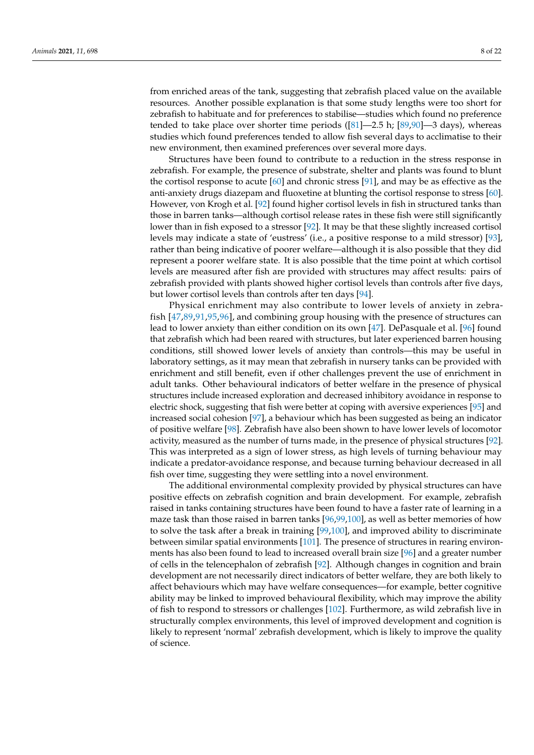from enriched areas of the tank, suggesting that zebrafish placed value on the available resources. Another possible explanation is that some study lengths were too short for zebrafish to habituate and for preferences to stabilise—studies which found no preference tended to take place over shorter time periods ([81]—2.5 h; [89,90]—3 days), whereas studies which found preferences tended to allow fish several days to acclimatise to their new environment, then examined preferences over several more days.

Structures have been found to contribute to a reduction in the stress response in zebrafish. For example, the presence of substrate, shelter and plants was found to blunt the cortisol response to acute [60] and chronic stress [91], and may be as effective as the anti-anxiety drugs diazepam and fluoxetine at blunting the cortisol response to stress [60]. However, von Krogh et al. [92] found higher cortisol levels in fish in structured tanks than those in barren tanks—although cortisol release rates in these fish were still significantly lower than in fish exposed to a stressor [92]. It may be that these slightly increased cortisol levels may indicate a state of 'eustress' (i.e., a positive response to a mild stressor) [93], rather than being indicative of poorer welfare—although it is also possible that they did represent a poorer welfare state. It is also possible that the time point at which cortisol levels are measured after fish are provided with structures may affect results: pairs of zebrafish provided with plants showed higher cortisol levels than controls after five days, but lower cortisol levels than controls after ten days [94].

Physical enrichment may also contribute to lower levels of anxiety in zebrafish [47,89,91,95,96], and combining group housing with the presence of structures can lead to lower anxiety than either condition on its own [47]. DePasquale et al. [96] found that zebrafish which had been reared with structures, but later experienced barren housing conditions, still showed lower levels of anxiety than controls—this may be useful in laboratory settings, as it may mean that zebrafish in nursery tanks can be provided with enrichment and still benefit, even if other challenges prevent the use of enrichment in adult tanks. Other behavioural indicators of better welfare in the presence of physical structures include increased exploration and decreased inhibitory avoidance in response to electric shock, suggesting that fish were better at coping with aversive experiences [95] and increased social cohesion [97], a behaviour which has been suggested as being an indicator of positive welfare [98]. Zebrafish have also been shown to have lower levels of locomotor activity, measured as the number of turns made, in the presence of physical structures [92]. This was interpreted as a sign of lower stress, as high levels of turning behaviour may indicate a predator-avoidance response, and because turning behaviour decreased in all fish over time, suggesting they were settling into a novel environment.

The additional environmental complexity provided by physical structures can have positive effects on zebrafish cognition and brain development. For example, zebrafish raised in tanks containing structures have been found to have a faster rate of learning in a maze task than those raised in barren tanks [96,99,100], as well as better memories of how to solve the task after a break in training [99,100], and improved ability to discriminate between similar spatial environments [101]. The presence of structures in rearing environments has also been found to lead to increased overall brain size [96] and a greater number of cells in the telencephalon of zebrafish [92]. Although changes in cognition and brain development are not necessarily direct indicators of better welfare, they are both likely to affect behaviours which may have welfare consequences—for example, better cognitive ability may be linked to improved behavioural flexibility, which may improve the ability of fish to respond to stressors or challenges [102]. Furthermore, as wild zebrafish live in structurally complex environments, this level of improved development and cognition is likely to represent 'normal' zebrafish development, which is likely to improve the quality of science.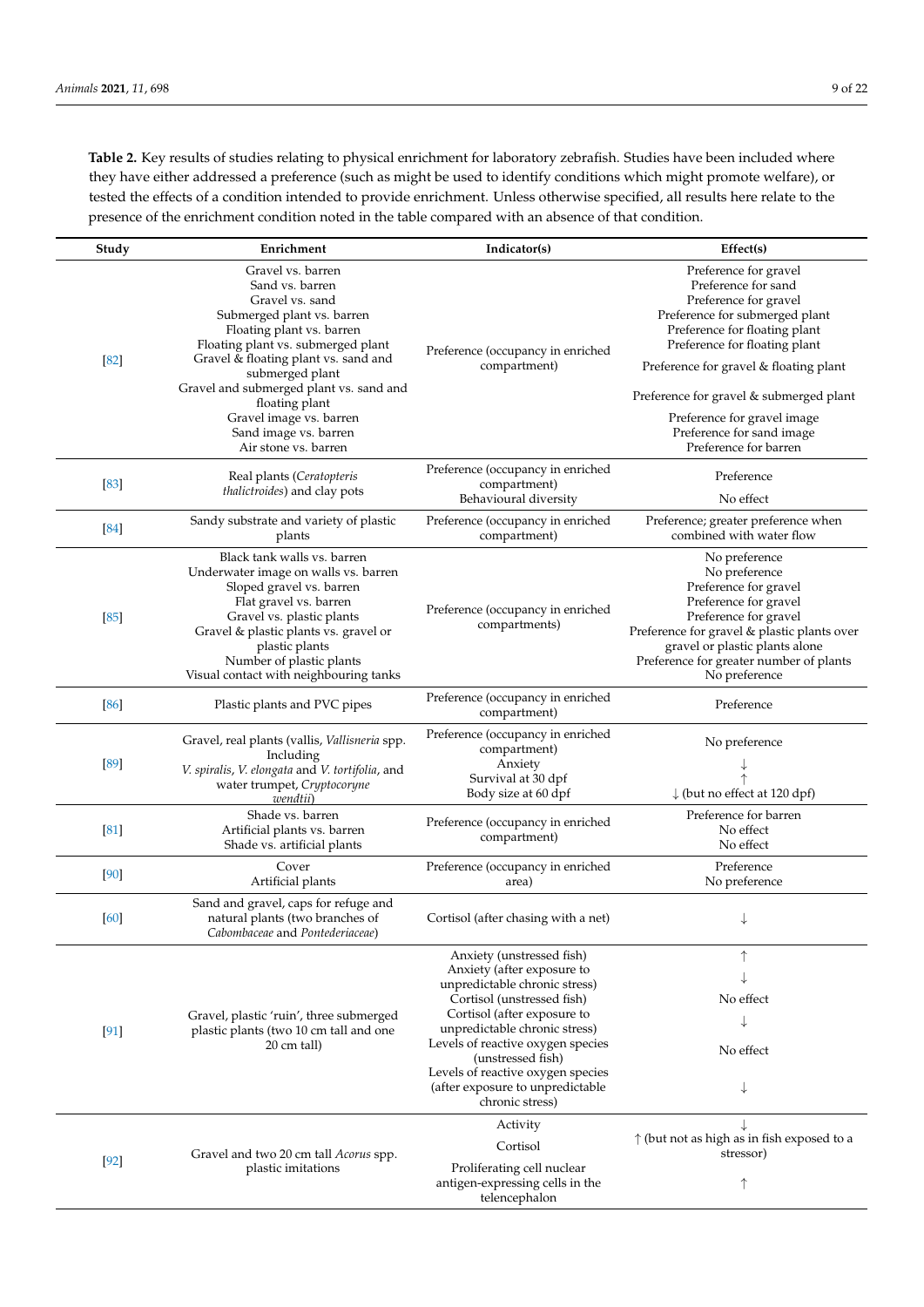**Table 2.** Key results of studies relating to physical enrichment for laboratory zebrafish. Studies have been included where they have either addressed a preference (such as might be used to identify conditions which might promote welfare), or tested the effects of a condition intended to provide enrichment. Unless otherwise specified, all results here relate to the presence of the enrichment condition noted in the table compared with an absence of that condition.

| Study | Enrichment | Indicator(s) | Effect(s) |
|---|---|---|---|
| [82] | Gravel vs. barren<br>Sand vs. barren<br>Gravel vs. sand<br>Submerged plant vs. barren<br>Floating plant vs. barren<br>Floating plant vs. submerged plant<br>Gravel & floating plant vs. sand and submerged plant<br>Gravel and submerged plant vs. sand and floating plant<br>Gravel image vs. barren<br>Sand image vs. barren<br>Air stone vs. barren | Preference (occupancy in enriched compartment) | Preference for gravel<br>Preference for sand<br>Preference for gravel<br>Preference for submerged plant<br>Preference for floating plant<br>Preference for floating plant<br>Preference for gravel & floating plant<br>Preference for gravel & submerged plant<br>Preference for gravel image<br>Preference for sand image<br>Preference for barren |
| [83] | Real plants (*Ceratopteris thalictroides*) and clay pots | Preference (occupancy in enriched compartment)<br>Behavioural diversity | Preference<br>No effect |
| [84] | Sandy substrate and variety of plastic plants | Preference (occupancy in enriched compartment) | Preference; greater preference when combined with water flow |
| [85] | Black tank walls vs. barren<br>Underwater image on walls vs. barren<br>Sloped gravel vs. barren<br>Flat gravel vs. barren<br>Gravel vs. plastic plants<br>Gravel & plastic plants vs. gravel or plastic plants<br>Number of plastic plants<br>Visual contact with neighbouring tanks | Preference (occupancy in enriched compartments) | No preference<br>No preference<br>Preference for gravel<br>Preference for gravel<br>Preference for gravel<br>Preference for gravel & plastic plants over gravel or plastic plants alone<br>Preference for greater number of plants<br>No preference |
| [86] | Plastic plants and PVC pipes | Preference (occupancy in enriched compartment) | Preference |
| [89] | Gravel, real plants (vallis, *Vallisneria* spp. Including *V. spiralis*, *V. elongata* and *V. tortifolia*, and water trumpet, *Cryptocoryne wendtii*) | Preference (occupancy in enriched compartment)<br>Anxiety<br>Survival at 30 dpf<br>Body size at 60 dpf | No preference<br>↓<br>↑<br>↓ (but no effect at 120 dpf) |
| [81] | Shade vs. barren<br>Artificial plants vs. barren<br>Shade vs. artificial plants | Preference (occupancy in enriched compartment) | Preference for barren<br>No effect<br>No effect |
| [90] | Cover<br>Artificial plants | Preference (occupancy in enriched area) | Preference<br>No preference |
| [60] | Sand and gravel, caps for refuge and natural plants (two branches of *Cabombaceae* and *Pontederiaceae*) | Cortisol (after chasing with a net) | ↓ |
| [91] | Gravel, plastic 'ruin', three submerged plastic plants (two 10 cm tall and one 20 cm tall) | Anxiety (unstressed fish)<br>Anxiety (after exposure to unpredictable chronic stress)<br>Cortisol (unstressed fish)<br>Cortisol (after exposure to unpredictable chronic stress)<br>Levels of reactive oxygen species (unstressed fish)<br>Levels of reactive oxygen species (after exposure to unpredictable chronic stress) | ↑<br>↓<br>No effect<br>↓<br>No effect<br>↓ |
| [92] | Gravel and two 20 cm tall *Acorus* spp. plastic imitations | Activity<br>Cortisol<br>Proliferating cell nuclear antigen-expressing cells in the telencephalon | ↓<br>↑ (but not as high as in fish exposed to a stressor)<br>↑ |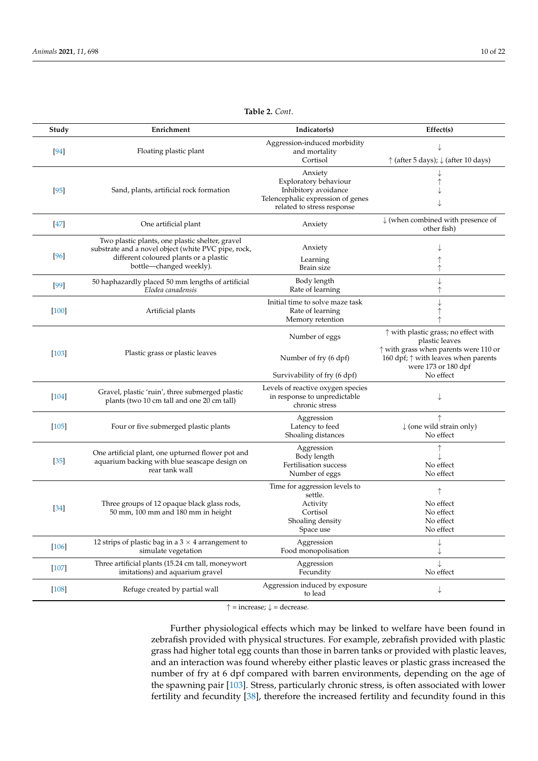**Table 2.** *Cont.*

| Study | Enrichment | Indicator(s) | Effect(s) |
|---|---|---|---|
| [94] | Floating plastic plant | Aggression-induced morbidity and mortality<br>Cortisol | ↓<br>↑ (after 5 days); ↓ (after 10 days) |
| [95] | Sand, plants, artificial rock formation | Anxiety<br>Exploratory behaviour<br>Inhibitory avoidance<br>Telencephalic expression of genes related to stress response | ↓<br>↑<br>↓<br>↓ |
| [47] | One artificial plant | Anxiety | ↓ (when combined with presence of other fish) |
| [96] | Two plastic plants, one plastic shelter, gravel substrate and a novel object (white PVC pipe, rock, different coloured plants or a plastic bottle—changed weekly). | Anxiety<br>Learning<br>Brain size | ↓<br>↑<br>↑ |
| [99] | 50 haphazardly placed 50 mm lengths of artificial *Elodea canadensis* | Body length<br>Rate of learning | ↓<br>↑ |
| [100] | Artificial plants | Initial time to solve maze task<br>Rate of learning<br>Memory retention | ↓<br>↑<br>↑ |
| [103] | Plastic grass or plastic leaves | Number of eggs<br>Number of fry (6 dpf)<br>Survivability of fry (6 dpf) | ↑ with plastic grass; no effect with plastic leaves<br>↑ with grass when parents were 110 or 160 dpf; ↑ with leaves when parents were 173 or 180 dpf<br>No effect |
| [104] | Gravel, plastic 'ruin', three submerged plastic plants (two 10 cm tall and one 20 cm tall) | Levels of reactive oxygen species in response to unpredictable chronic stress | ↓ |
| [105] | Four or five submerged plastic plants | Aggression<br>Latency to feed<br>Shoaling distances | ↑<br>↓ (one wild strain only)<br>No effect |
| [35] | One artificial plant, one upturned flower pot and aquarium backing with blue seascape design on rear tank wall | Aggression<br>Body length<br>Fertilisation success<br>Number of eggs | ↑<br>↓<br>No effect<br>No effect |
| [34] | Three groups of 12 opaque black glass rods, 50 mm, 100 mm and 180 mm in height | Time for aggression levels to settle.<br>Activity<br>Cortisol<br>Shoaling density<br>Space use | ↑<br>No effect<br>No effect<br>No effect<br>No effect |
| [106] | 12 strips of plastic bag in a 3 × 4 arrangement to simulate vegetation | Aggression<br>Food monopolisation | ↓<br>↓ |
| [107] | Three artificial plants (15.24 cm tall, moneywort imitations) and aquarium gravel | Aggression<br>Fecundity | ↓<br>No effect |
| [108] | Refuge created by partial wall | Aggression induced by exposure to lead | ↓ |

↑ = increase; ↓ = decrease.

Further physiological effects which may be linked to welfare have been found in zebrafish provided with physical structures. For example, zebrafish provided with plastic grass had higher total egg counts than those in barren tanks or provided with plastic leaves, and an interaction was found whereby either plastic leaves or plastic grass increased the number of fry at 6 dpf compared with barren environments, depending on the age of the spawning pair [103]. Stress, particularly chronic stress, is often associated with lower fertility and fecundity [38], therefore the increased fertility and fecundity found in this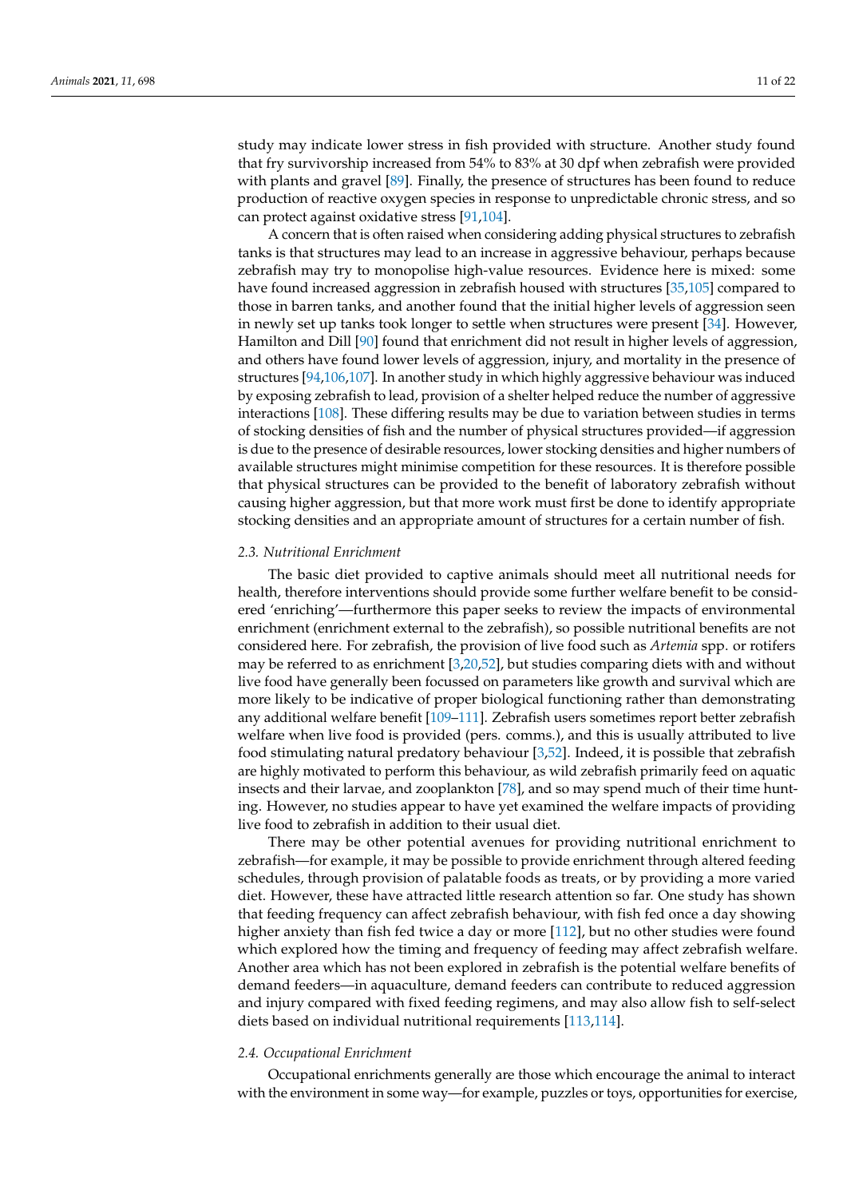study may indicate lower stress in fish provided with structure. Another study found that fry survivorship increased from 54% to 83% at 30 dpf when zebrafish were provided with plants and gravel [89]. Finally, the presence of structures has been found to reduce production of reactive oxygen species in response to unpredictable chronic stress, and so can protect against oxidative stress [91,104].

A concern that is often raised when considering adding physical structures to zebrafish tanks is that structures may lead to an increase in aggressive behaviour, perhaps because zebrafish may try to monopolise high-value resources. Evidence here is mixed: some have found increased aggression in zebrafish housed with structures [35,105] compared to those in barren tanks, and another found that the initial higher levels of aggression seen in newly set up tanks took longer to settle when structures were present [34]. However, Hamilton and Dill [90] found that enrichment did not result in higher levels of aggression, and others have found lower levels of aggression, injury, and mortality in the presence of structures [94,106,107]. In another study in which highly aggressive behaviour was induced by exposing zebrafish to lead, provision of a shelter helped reduce the number of aggressive interactions [108]. These differing results may be due to variation between studies in terms of stocking densities of fish and the number of physical structures provided—if aggression is due to the presence of desirable resources, lower stocking densities and higher numbers of available structures might minimise competition for these resources. It is therefore possible that physical structures can be provided to the benefit of laboratory zebrafish without causing higher aggression, but that more work must first be done to identify appropriate stocking densities and an appropriate amount of structures for a certain number of fish.

### 2.3. Nutritional Enrichment

The basic diet provided to captive animals should meet all nutritional needs for health, therefore interventions should provide some further welfare benefit to be considered 'enriching'—furthermore this paper seeks to review the impacts of environmental enrichment (enrichment external to the zebrafish), so possible nutritional benefits are not considered here. For zebrafish, the provision of live food such as *Artemia* spp. or rotifers may be referred to as enrichment [3,20,52], but studies comparing diets with and without live food have generally been focussed on parameters like growth and survival which are more likely to be indicative of proper biological functioning rather than demonstrating any additional welfare benefit [109–111]. Zebrafish users sometimes report better zebrafish welfare when live food is provided (pers. comms.), and this is usually attributed to live food stimulating natural predatory behaviour [3,52]. Indeed, it is possible that zebrafish are highly motivated to perform this behaviour, as wild zebrafish primarily feed on aquatic insects and their larvae, and zooplankton [78], and so may spend much of their time hunting. However, no studies appear to have yet examined the welfare impacts of providing live food to zebrafish in addition to their usual diet.

There may be other potential avenues for providing nutritional enrichment to zebrafish—for example, it may be possible to provide enrichment through altered feeding schedules, through provision of palatable foods as treats, or by providing a more varied diet. However, these have attracted little research attention so far. One study has shown that feeding frequency can affect zebrafish behaviour, with fish fed once a day showing higher anxiety than fish fed twice a day or more [112], but no other studies were found which explored how the timing and frequency of feeding may affect zebrafish welfare. Another area which has not been explored in zebrafish is the potential welfare benefits of demand feeders—in aquaculture, demand feeders can contribute to reduced aggression and injury compared with fixed feeding regimens, and may also allow fish to self-select diets based on individual nutritional requirements [113,114].

### 2.4. Occupational Enrichment

Occupational enrichments generally are those which encourage the animal to interact with the environment in some way—for example, puzzles or toys, opportunities for exercise,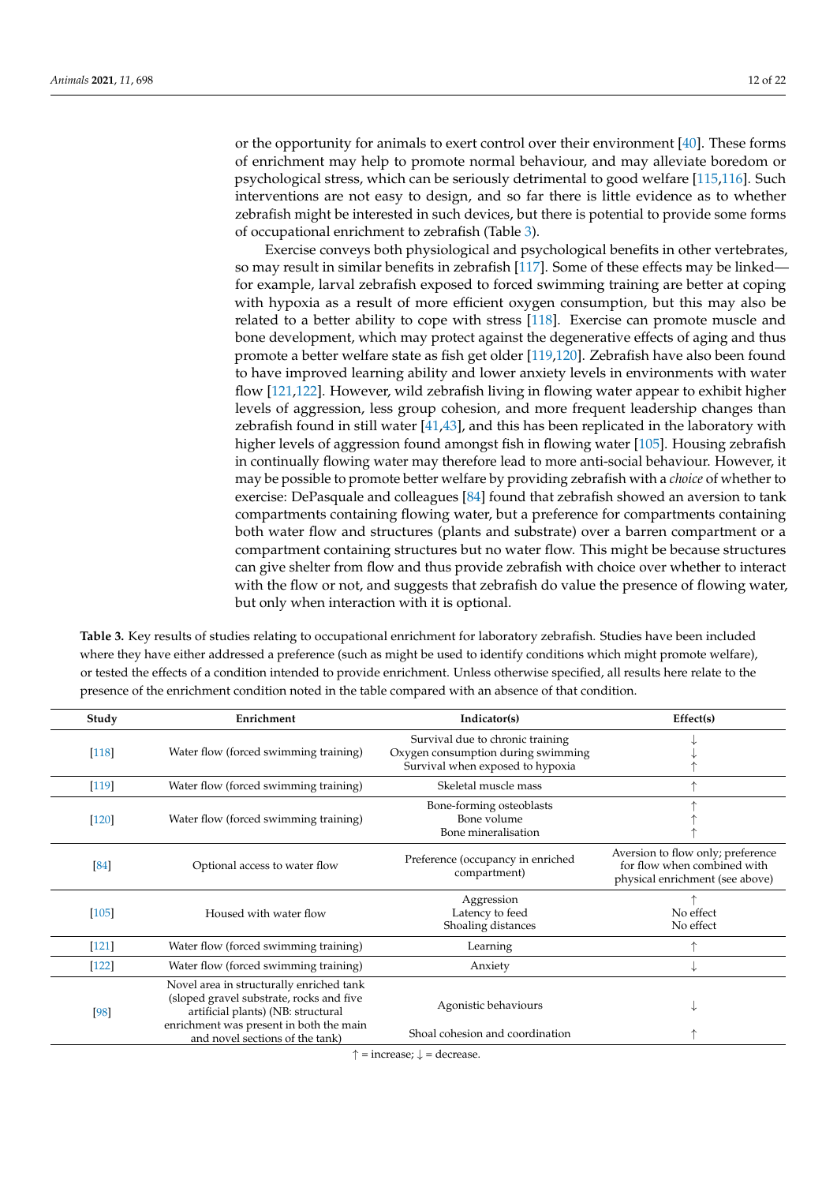or the opportunity for animals to exert control over their environment [40]. These forms of enrichment may help to promote normal behaviour, and may alleviate boredom or psychological stress, which can be seriously detrimental to good welfare [115,116]. Such interventions are not easy to design, and so far there is little evidence as to whether zebrafish might be interested in such devices, but there is potential to provide some forms of occupational enrichment to zebrafish (Table 3).

Exercise conveys both physiological and psychological benefits in other vertebrates, so may result in similar benefits in zebrafish [117]. Some of these effects may be linked—for example, larval zebrafish exposed to forced swimming training are better at coping with hypoxia as a result of more efficient oxygen consumption, but this may also be related to a better ability to cope with stress [118]. Exercise can promote muscle and bone development, which may protect against the degenerative effects of aging and thus promote a better welfare state as fish get older [119,120]. Zebrafish have also been found to have improved learning ability and lower anxiety levels in environments with water flow [121,122]. However, wild zebrafish living in flowing water appear to exhibit higher levels of aggression, less group cohesion, and more frequent leadership changes than zebrafish found in still water [41,43], and this has been replicated in the laboratory with higher levels of aggression found amongst fish in flowing water [105]. Housing zebrafish in continually flowing water may therefore lead to more anti-social behaviour. However, it may be possible to promote better welfare by providing zebrafish with a *choice* of whether to exercise: DePasquale and colleagues [84] found that zebrafish showed an aversion to tank compartments containing flowing water, but a preference for compartments containing both water flow and structures (plants and substrate) over a barren compartment or a compartment containing structures but no water flow. This might be because structures can give shelter from flow and thus provide zebrafish with choice over whether to interact with the flow or not, and suggests that zebrafish do value the presence of flowing water, but only when interaction with it is optional.

**Table 3.** Key results of studies relating to occupational enrichment for laboratory zebrafish. Studies have been included where they have either addressed a preference (such as might be used to identify conditions which might promote welfare), or tested the effects of a condition intended to provide enrichment. Unless otherwise specified, all results here relate to the presence of the enrichment condition noted in the table compared with an absence of that condition.

| Study | Enrichment | Indicator(s) | Effect(s) |
|---|---|---|---|
| [118] | Water flow (forced swimming training) | Survival due to chronic training<br>Oxygen consumption during swimming<br>Survival when exposed to hypoxia | ↓<br>↓<br>↑ |
| [119] | Water flow (forced swimming training) | Skeletal muscle mass | ↑ |
| [120] | Water flow (forced swimming training) | Bone-forming osteoblasts<br>Bone volume<br>Bone mineralisation | ↑<br>↑<br>↑ |
| [84] | Optional access to water flow | Preference (occupancy in enriched compartment) | Aversion to flow only; preference for flow when combined with physical enrichment (see above) |
| [105] | Housed with water flow | Aggression<br>Latency to feed<br>Shoaling distances | ↑<br>No effect<br>No effect |
| [121] | Water flow (forced swimming training) | Learning | ↑ |
| [122] | Water flow (forced swimming training) | Anxiety | ↓ |
| [98] | Novel area in structurally enriched tank (sloped gravel substrate, rocks and five artificial plants) (NB: structural enrichment was present in both the main and novel sections of the tank) | Agonistic behaviours<br>Shoal cohesion and coordination | ↓<br>↑ |

↑ = increase; ↓ = decrease.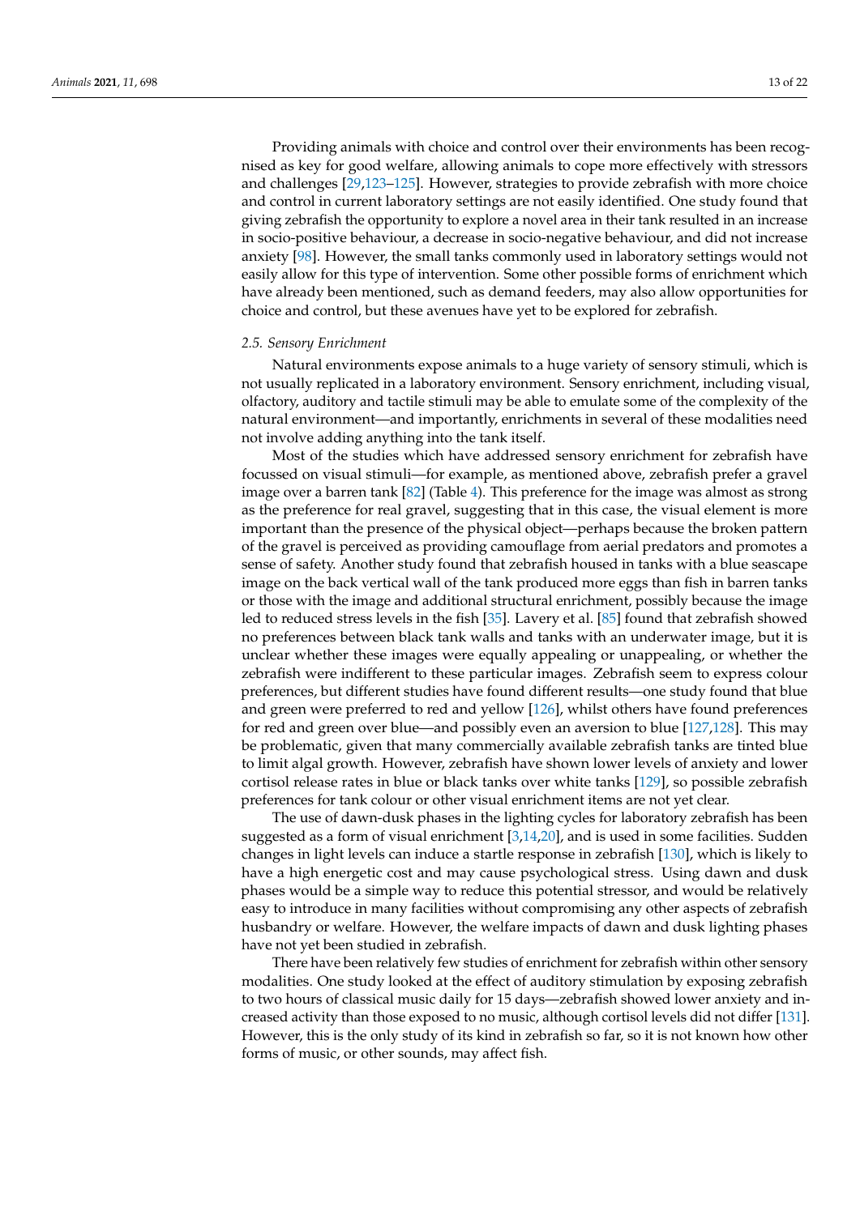Providing animals with choice and control over their environments has been recognised as key for good welfare, allowing animals to cope more effectively with stressors and challenges [29,123–125]. However, strategies to provide zebrafish with more choice and control in current laboratory settings are not easily identified. One study found that giving zebrafish the opportunity to explore a novel area in their tank resulted in an increase in socio-positive behaviour, a decrease in socio-negative behaviour, and did not increase anxiety [98]. However, the small tanks commonly used in laboratory settings would not easily allow for this type of intervention. Some other possible forms of enrichment which have already been mentioned, such as demand feeders, may also allow opportunities for choice and control, but these avenues have yet to be explored for zebrafish.

### 2.5. Sensory Enrichment

Natural environments expose animals to a huge variety of sensory stimuli, which is not usually replicated in a laboratory environment. Sensory enrichment, including visual, olfactory, auditory and tactile stimuli may be able to emulate some of the complexity of the natural environment—and importantly, enrichments in several of these modalities need not involve adding anything into the tank itself.

Most of the studies which have addressed sensory enrichment for zebrafish have focussed on visual stimuli—for example, as mentioned above, zebrafish prefer a gravel image over a barren tank [82] (Table 4). This preference for the image was almost as strong as the preference for real gravel, suggesting that in this case, the visual element is more important than the presence of the physical object—perhaps because the broken pattern of the gravel is perceived as providing camouflage from aerial predators and promotes a sense of safety. Another study found that zebrafish housed in tanks with a blue seascape image on the back vertical wall of the tank produced more eggs than fish in barren tanks or those with the image and additional structural enrichment, possibly because the image led to reduced stress levels in the fish [35]. Lavery et al. [85] found that zebrafish showed no preferences between black tank walls and tanks with an underwater image, but it is unclear whether these images were equally appealing or unappealing, or whether the zebrafish were indifferent to these particular images. Zebrafish seem to express colour preferences, but different studies have found different results—one study found that blue and green were preferred to red and yellow [126], whilst others have found preferences for red and green over blue—and possibly even an aversion to blue [127,128]. This may be problematic, given that many commercially available zebrafish tanks are tinted blue to limit algal growth. However, zebrafish have shown lower levels of anxiety and lower cortisol release rates in blue or black tanks over white tanks [129], so possible zebrafish preferences for tank colour or other visual enrichment items are not yet clear.

The use of dawn-dusk phases in the lighting cycles for laboratory zebrafish has been suggested as a form of visual enrichment [3,14,20], and is used in some facilities. Sudden changes in light levels can induce a startle response in zebrafish [130], which is likely to have a high energetic cost and may cause psychological stress. Using dawn and dusk phases would be a simple way to reduce this potential stressor, and would be relatively easy to introduce in many facilities without compromising any other aspects of zebrafish husbandry or welfare. However, the welfare impacts of dawn and dusk lighting phases have not yet been studied in zebrafish.

There have been relatively few studies of enrichment for zebrafish within other sensory modalities. One study looked at the effect of auditory stimulation by exposing zebrafish to two hours of classical music daily for 15 days—zebrafish showed lower anxiety and increased activity than those exposed to no music, although cortisol levels did not differ [131]. However, this is the only study of its kind in zebrafish so far, so it is not known how other forms of music, or other sounds, may affect fish.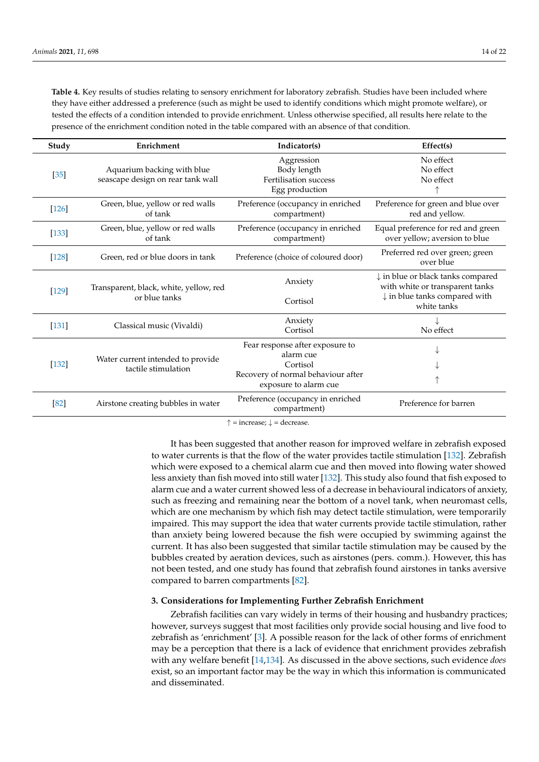**Table 4.** Key results of studies relating to sensory enrichment for laboratory zebrafish. Studies have been included where they have either addressed a preference (such as might be used to identify conditions which might promote welfare), or tested the effects of a condition intended to provide enrichment. Unless otherwise specified, all results here relate to the presence of the enrichment condition noted in the table compared with an absence of that condition.

| Study | Enrichment | Indicator(s) | Effect(s) |
|---|---|---|---|
| [35] | Aquarium backing with blue seascape design on rear tank wall | Aggression<br>Body length<br>Fertilisation success<br>Egg production | No effect<br>No effect<br>No effect<br>↑ |
| [126] | Green, blue, yellow or red walls of tank | Preference (occupancy in enriched compartment) | Preference for green and blue over red and yellow. |
| [133] | Green, blue, yellow or red walls of tank | Preference (occupancy in enriched compartment) | Equal preference for red and green over yellow; aversion to blue |
| [128] | Green, red or blue doors in tank | Preference (choice of coloured door) | Preferred red over green; green over blue |
| [129] | Transparent, black, white, yellow, red or blue tanks | Anxiety<br>Cortisol | ↓ in blue or black tanks compared with white or transparent tanks<br>↓ in blue tanks compared with white tanks |
| [131] | Classical music (Vivaldi) | Anxiety<br>Cortisol | ↓<br>No effect |
| [132] | Water current intended to provide tactile stimulation | Fear response after exposure to alarm cue<br>Cortisol<br>Recovery of normal behaviour after exposure to alarm cue | ↓<br>↓<br>↑ |
| [82] | Airstone creating bubbles in water | Preference (occupancy in enriched compartment) | Preference for barren |

↑ = increase; ↓ = decrease.

It has been suggested that another reason for improved welfare in zebrafish exposed to water currents is that the flow of the water provides tactile stimulation [132]. Zebrafish which were exposed to a chemical alarm cue and then moved into flowing water showed less anxiety than fish moved into still water [132]. This study also found that fish exposed to alarm cue and a water current showed less of a decrease in behavioural indicators of anxiety, such as freezing and remaining near the bottom of a novel tank, when neuromast cells, which are one mechanism by which fish may detect tactile stimulation, were temporarily impaired. This may support the idea that water currents provide tactile stimulation, rather than anxiety being lowered because the fish were occupied by swimming against the current. It has also been suggested that similar tactile stimulation may be caused by the bubbles created by aeration devices, such as airstones (pers. comm.). However, this has not been tested, and one study has found that zebrafish found airstones in tanks aversive compared to barren compartments [82].

## 3. Considerations for Implementing Further Zebrafish Enrichment

Zebrafish facilities can vary widely in terms of their housing and husbandry practices; however, surveys suggest that most facilities only provide social housing and live food to zebrafish as 'enrichment' [3]. A possible reason for the lack of other forms of enrichment may be a perception that there is a lack of evidence that enrichment provides zebrafish with any welfare benefit [14,134]. As discussed in the above sections, such evidence *does* exist, so an important factor may be the way in which this information is communicated and disseminated.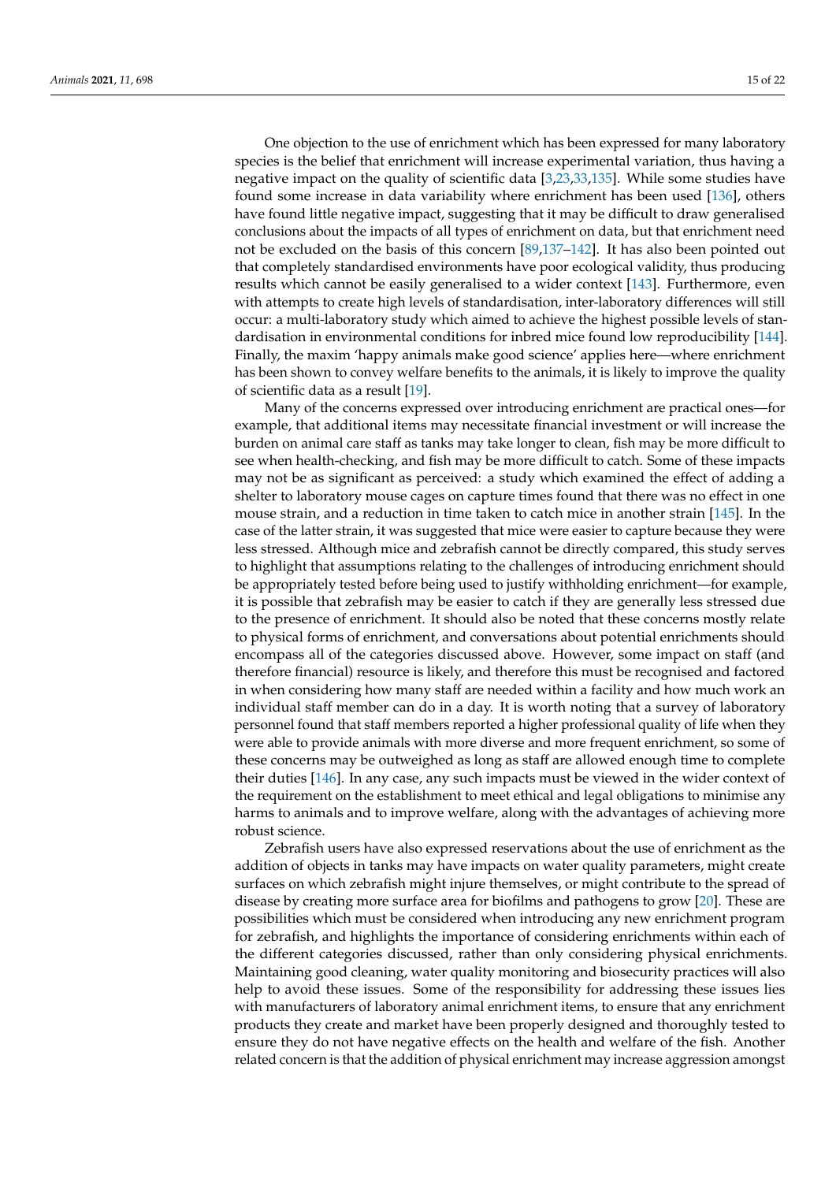One objection to the use of enrichment which has been expressed for many laboratory species is the belief that enrichment will increase experimental variation, thus having a negative impact on the quality of scientific data [3,23,33,135]. While some studies have found some increase in data variability where enrichment has been used [136], others have found little negative impact, suggesting that it may be difficult to draw generalised conclusions about the impacts of all types of enrichment on data, but that enrichment need not be excluded on the basis of this concern [89,137–142]. It has also been pointed out that completely standardised environments have poor ecological validity, thus producing results which cannot be easily generalised to a wider context [143]. Furthermore, even with attempts to create high levels of standardisation, inter-laboratory differences will still occur: a multi-laboratory study which aimed to achieve the highest possible levels of standardisation in environmental conditions for inbred mice found low reproducibility [144]. Finally, the maxim 'happy animals make good science' applies here—where enrichment has been shown to convey welfare benefits to the animals, it is likely to improve the quality of scientific data as a result [19].

Many of the concerns expressed over introducing enrichment are practical ones—for example, that additional items may necessitate financial investment or will increase the burden on animal care staff as tanks may take longer to clean, fish may be more difficult to see when health-checking, and fish may be more difficult to catch. Some of these impacts may not be as significant as perceived: a study which examined the effect of adding a shelter to laboratory mouse cages on capture times found that there was no effect in one mouse strain, and a reduction in time taken to catch mice in another strain [145]. In the case of the latter strain, it was suggested that mice were easier to capture because they were less stressed. Although mice and zebrafish cannot be directly compared, this study serves to highlight that assumptions relating to the challenges of introducing enrichment should be appropriately tested before being used to justify withholding enrichment—for example, it is possible that zebrafish may be easier to catch if they are generally less stressed due to the presence of enrichment. It should also be noted that these concerns mostly relate to physical forms of enrichment, and conversations about potential enrichments should encompass all of the categories discussed above. However, some impact on staff (and therefore financial) resource is likely, and therefore this must be recognised and factored in when considering how many staff are needed within a facility and how much work an individual staff member can do in a day. It is worth noting that a survey of laboratory personnel found that staff members reported a higher professional quality of life when they were able to provide animals with more diverse and more frequent enrichment, so some of these concerns may be outweighed as long as staff are allowed enough time to complete their duties [146]. In any case, any such impacts must be viewed in the wider context of the requirement on the establishment to meet ethical and legal obligations to minimise any harms to animals and to improve welfare, along with the advantages of achieving more robust science.

Zebrafish users have also expressed reservations about the use of enrichment as the addition of objects in tanks may have impacts on water quality parameters, might create surfaces on which zebrafish might injure themselves, or might contribute to the spread of disease by creating more surface area for biofilms and pathogens to grow [20]. These are possibilities which must be considered when introducing any new enrichment program for zebrafish, and highlights the importance of considering enrichments within each of the different categories discussed, rather than only considering physical enrichments. Maintaining good cleaning, water quality monitoring and biosecurity practices will also help to avoid these issues. Some of the responsibility for addressing these issues lies with manufacturers of laboratory animal enrichment items, to ensure that any enrichment products they create and market have been properly designed and thoroughly tested to ensure they do not have negative effects on the health and welfare of the fish. Another related concern is that the addition of physical enrichment may increase aggression amongst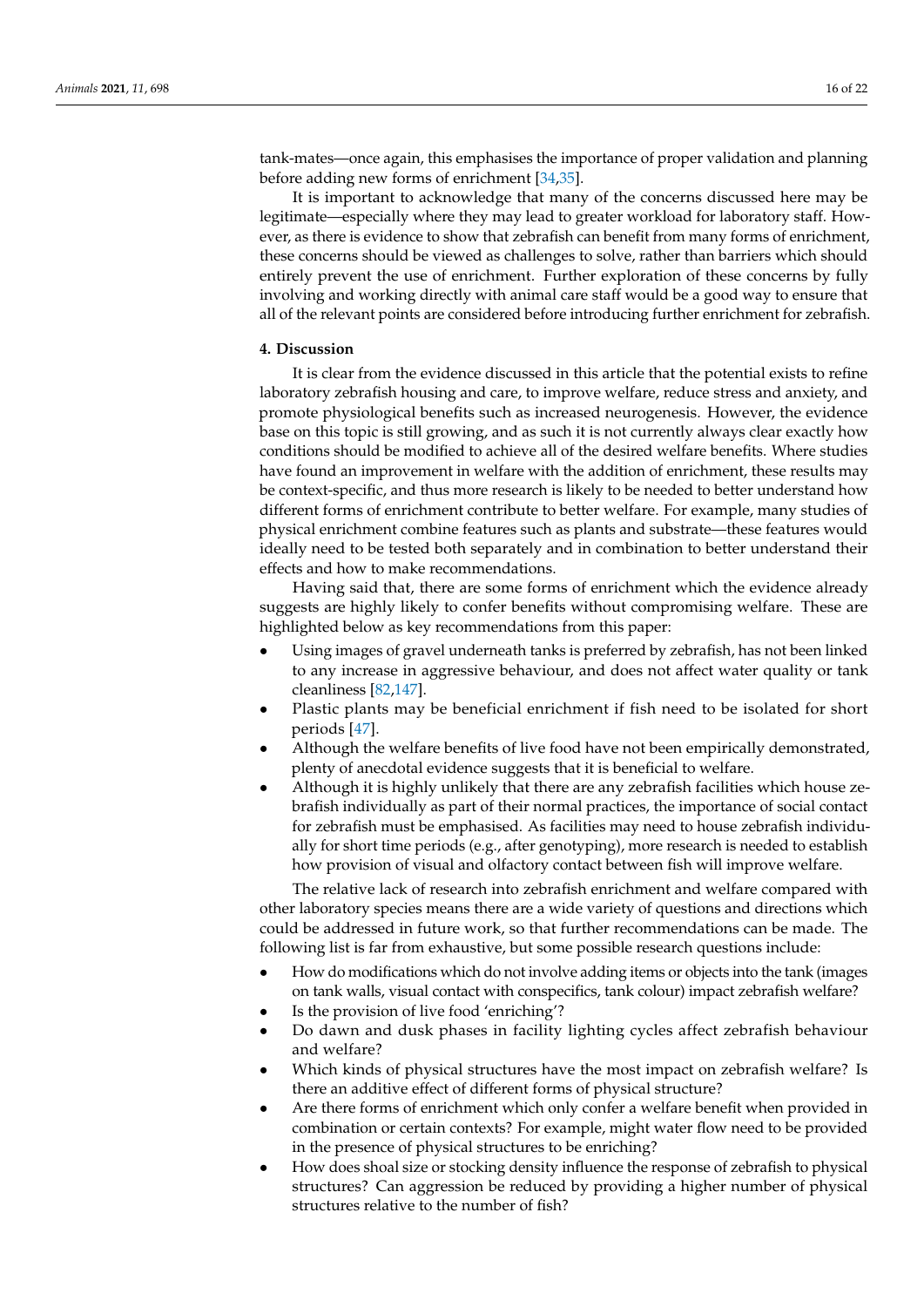tank-mates—once again, this emphasises the importance of proper validation and planning before adding new forms of enrichment [34,35].

It is important to acknowledge that many of the concerns discussed here may be legitimate—especially where they may lead to greater workload for laboratory staff. However, as there is evidence to show that zebrafish can benefit from many forms of enrichment, these concerns should be viewed as challenges to solve, rather than barriers which should entirely prevent the use of enrichment. Further exploration of these concerns by fully involving and working directly with animal care staff would be a good way to ensure that all of the relevant points are considered before introducing further enrichment for zebrafish.

## 4. Discussion

It is clear from the evidence discussed in this article that the potential exists to refine laboratory zebrafish housing and care, to improve welfare, reduce stress and anxiety, and promote physiological benefits such as increased neurogenesis. However, the evidence base on this topic is still growing, and as such it is not currently always clear exactly how conditions should be modified to achieve all of the desired welfare benefits. Where studies have found an improvement in welfare with the addition of enrichment, these results may be context-specific, and thus more research is likely to be needed to better understand how different forms of enrichment contribute to better welfare. For example, many studies of physical enrichment combine features such as plants and substrate—these features would ideally need to be tested both separately and in combination to better understand their effects and how to make recommendations.

Having said that, there are some forms of enrichment which the evidence already suggests are highly likely to confer benefits without compromising welfare. These are highlighted below as key recommendations from this paper:

- Using images of gravel underneath tanks is preferred by zebrafish, has not been linked to any increase in aggressive behaviour, and does not affect water quality or tank cleanliness [82,147].
- Plastic plants may be beneficial enrichment if fish need to be isolated for short periods [47].
- Although the welfare benefits of live food have not been empirically demonstrated, plenty of anecdotal evidence suggests that it is beneficial to welfare.
- Although it is highly unlikely that there are any zebrafish facilities which house zebrafish individually as part of their normal practices, the importance of social contact for zebrafish must be emphasised. As facilities may need to house zebrafish individually for short time periods (e.g., after genotyping), more research is needed to establish how provision of visual and olfactory contact between fish will improve welfare.

The relative lack of research into zebrafish enrichment and welfare compared with other laboratory species means there are a wide variety of questions and directions which could be addressed in future work, so that further recommendations can be made. The following list is far from exhaustive, but some possible research questions include:

- How do modifications which do not involve adding items or objects into the tank (images on tank walls, visual contact with conspecifics, tank colour) impact zebrafish welfare?
- Is the provision of live food 'enriching'?
- Do dawn and dusk phases in facility lighting cycles affect zebrafish behaviour and welfare?
- Which kinds of physical structures have the most impact on zebrafish welfare? Is there an additive effect of different forms of physical structure?
- Are there forms of enrichment which only confer a welfare benefit when provided in combination or certain contexts? For example, might water flow need to be provided in the presence of physical structures to be enriching?
- How does shoal size or stocking density influence the response of zebrafish to physical structures? Can aggression be reduced by providing a higher number of physical structures relative to the number of fish?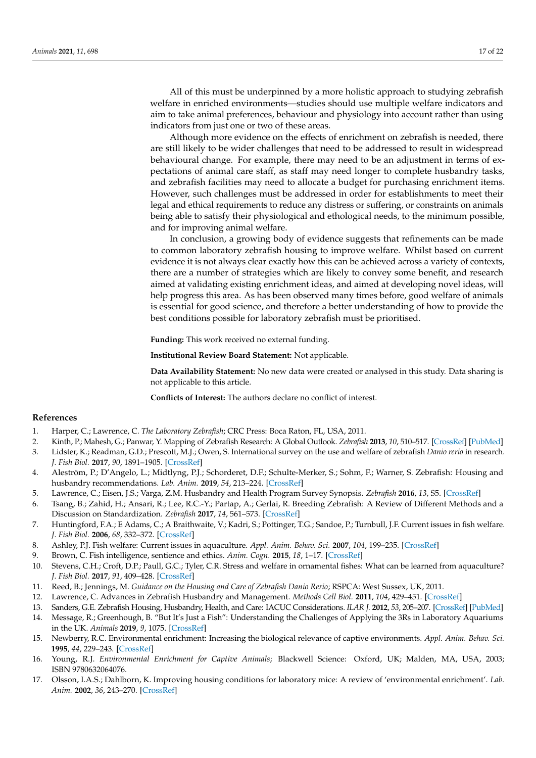All of this must be underpinned by a more holistic approach to studying zebrafish welfare in enriched environments—studies should use multiple welfare indicators and aim to take animal preferences, behaviour and physiology into account rather than using indicators from just one or two of these areas.

Although more evidence on the effects of enrichment on zebrafish is needed, there are still likely to be wider challenges that need to be addressed to result in widespread behavioural change. For example, there may need to be an adjustment in terms of expectations of animal care staff, as staff may need longer to complete husbandry tasks, and zebrafish facilities may need to allocate a budget for purchasing enrichment items. However, such challenges must be addressed in order for establishments to meet their legal and ethical requirements to reduce any distress or suffering, or constraints on animals being able to satisfy their physiological and ethological needs, to the minimum possible, and for improving animal welfare.

In conclusion, a growing body of evidence suggests that refinements can be made to common laboratory zebrafish housing to improve welfare. Whilst based on current evidence it is not always clear exactly how this can be achieved across a variety of contexts, there are a number of strategies which are likely to convey some benefit, and research aimed at validating existing enrichment ideas, and aimed at developing novel ideas, will help progress this area. As has been observed many times before, good welfare of animals is essential for good science, and therefore a better understanding of how to provide the best conditions possible for laboratory zebrafish must be prioritised.

**Funding:** This work received no external funding.

**Institutional Review Board Statement:** Not applicable.

**Data Availability Statement:** No new data were created or analysed in this study. Data sharing is not applicable to this article.

**Conflicts of Interest:** The authors declare no conflict of interest.

## References

1. Harper, C.; Lawrence, C. *The Laboratory Zebrafish*; CRC Press: Boca Raton, FL, USA, 2011.
2. Kinth, P.; Mahesh, G.; Panwar, Y. Mapping of Zebrafish Research: A Global Outlook. *Zebrafish* **2013**, *10*, 510–517. [CrossRef] [PubMed]
3. Lidster, K.; Readman, G.D.; Prescott, M.J.; Owen, S. International survey on the use and welfare of zebrafish *Danio rerio* in research. *J. Fish Biol.* **2017**, *90*, 1891–1905. [CrossRef]
4. Aleström, P.; D'Angelo, L.; Midtlyng, P.J.; Schorderet, D.F.; Schulte-Merker, S.; Sohm, F.; Warner, S. Zebrafish: Housing and husbandry recommendations. *Lab. Anim.* **2019**, *54*, 213–224. [CrossRef]
5. Lawrence, C.; Eisen, J.S.; Varga, Z.M. Husbandry and Health Program Survey Synopsis. *Zebrafish* **2016**, *13*, S5. [CrossRef]
6. Tsang, B.; Zahid, H.; Ansari, R.; Lee, R.C.-Y.; Partap, A.; Gerlai, R. Breeding Zebrafish: A Review of Different Methods and a Discussion on Standardization. *Zebrafish* **2017**, *14*, 561–573. [CrossRef]
7. Huntingford, F.A.; E Adams, C.; A Braithwaite, V.; Kadri, S.; Pottinger, T.G.; Sandoe, P.; Turnbull, J.F. Current issues in fish welfare. *J. Fish Biol.* **2006**, *68*, 332–372. [CrossRef]
8. Ashley, P.J. Fish welfare: Current issues in aquaculture. *Appl. Anim. Behav. Sci.* **2007**, *104*, 199–235. [CrossRef]
9. Brown, C. Fish intelligence, sentience and ethics. *Anim. Cogn.* **2015**, *18*, 1–17. [CrossRef]
10. Stevens, C.H.; Croft, D.P.; Paull, G.C.; Tyler, C.R. Stress and welfare in ornamental fishes: What can be learned from aquaculture? *J. Fish Biol.* **2017**, *91*, 409–428. [CrossRef]
11. Reed, B.; Jennings, M. *Guidance on the Housing and Care of Zebrafish Danio Rerio*; RSPCA: West Sussex, UK, 2011.
12. Lawrence, C. Advances in Zebrafish Husbandry and Management. *Methods Cell Biol.* **2011**, *104*, 429–451. [CrossRef]
13. Sanders, G.E. Zebrafish Housing, Husbandry, Health, and Care: IACUC Considerations. *ILAR J.* **2012**, *53*, 205–207. [CrossRef] [PubMed]
14. Message, R.; Greenhough, B. "But It's Just a Fish": Understanding the Challenges of Applying the 3Rs in Laboratory Aquariums in the UK. *Animals* **2019**, *9*, 1075. [CrossRef]
15. Newberry, R.C. Environmental enrichment: Increasing the biological relevance of captive environments. *Appl. Anim. Behav. Sci.* **1995**, *44*, 229–243. [CrossRef]
16. Young, R.J. *Environmental Enrichment for Captive Animals*; Blackwell Science: Oxford, UK; Malden, MA, USA, 2003; ISBN 9780632064076.
17. Olsson, I.A.S.; Dahlborn, K. Improving housing conditions for laboratory mice: A review of 'environmental enrichment'. *Lab. Anim.* **2002**, *36*, 243–270. [CrossRef]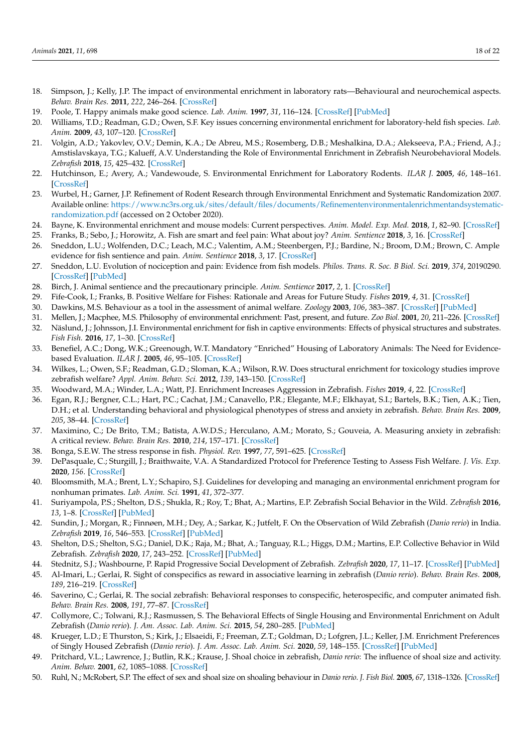18. Simpson, J.; Kelly, J.P. The impact of environmental enrichment in laboratory rats—Behavioural and neurochemical aspects. *Behav. Brain Res.* **2011**, *222*, 246–264. [CrossRef]
19. Poole, T. Happy animals make good science. *Lab. Anim.* **1997**, *31*, 116–124. [CrossRef] [PubMed]
20. Williams, T.D.; Readman, G.D.; Owen, S.F. Key issues concerning environmental enrichment for laboratory-held fish species. *Lab. Anim.* **2009**, *43*, 107–120. [CrossRef]
21. Volgin, A.D.; Yakovlev, O.V.; Demin, K.A.; De Abreu, M.S.; Rosemberg, D.B.; Meshalkina, D.A.; Alekseeva, P.A.; Friend, A.J.; Amstislavskaya, T.G.; Kalueff, A.V. Understanding the Role of Environmental Enrichment in Zebrafish Neurobehavioral Models. *Zebrafish* **2018**, *15*, 425–432. [CrossRef]
22. Hutchinson, E.; Avery, A.; Vandewoude, S. Environmental Enrichment for Laboratory Rodents. *ILAR J.* **2005**, *46*, 148–161. [CrossRef]
23. Wurbel, H.; Garner, J.P. Refinement of Rodent Research through Environmental Enrichment and Systematic Randomization 2007. Available online: https://www.nc3rs.org.uk/sites/default/files/documents/Refinementenvironmentalenrichmentandsystematic-randomization.pdf (accessed on 2 October 2020).
24. Bayne, K. Environmental enrichment and mouse models: Current perspectives. *Anim. Model. Exp. Med.* **2018**, *1*, 82–90. [CrossRef]
25. Franks, B.; Sebo, J.; Horowitz, A. Fish are smart and feel pain: What about joy? *Anim. Sentience* **2018**, *3*, 16. [CrossRef]
26. Sneddon, L.U.; Wolfenden, D.C.; Leach, M.C.; Valentim, A.M.; Steenbergen, P.J.; Bardine, N.; Broom, D.M.; Brown, C. Ample evidence for fish sentience and pain. *Anim. Sentience* **2018**, *3*, 17. [CrossRef]
27. Sneddon, L.U. Evolution of nociception and pain: Evidence from fish models. *Philos. Trans. R. Soc. B Biol. Sci.* **2019**, *374*, 20190290. [CrossRef] [PubMed]
28. Birch, J. Animal sentience and the precautionary principle. *Anim. Sentience* **2017**, *2*, 1. [CrossRef]
29. Fife-Cook, I.; Franks, B. Positive Welfare for Fishes: Rationale and Areas for Future Study. *Fishes* **2019**, *4*, 31. [CrossRef]
30. Dawkins, M.S. Behaviour as a tool in the assessment of animal welfare. *Zoology* **2003**, *106*, 383–387. [CrossRef] [PubMed]
31. Mellen, J.; Macphee, M.S. Philosophy of environmental enrichment: Past, present, and future. *Zoo Biol.* **2001**, *20*, 211–226. [CrossRef]
32. Näslund, J.; Johnsson, J.I. Environmental enrichment for fish in captive environments: Effects of physical structures and substrates. *Fish Fish.* **2016**, *17*, 1–30. [CrossRef]
33. Benefiel, A.C.; Dong, W.K.; Greenough, W.T. Mandatory "Enriched" Housing of Laboratory Animals: The Need for Evidence-based Evaluation. *ILAR J.* **2005**, *46*, 95–105. [CrossRef]
34. Wilkes, L.; Owen, S.F.; Readman, G.D.; Sloman, K.A.; Wilson, R.W. Does structural enrichment for toxicology studies improve zebrafish welfare? *Appl. Anim. Behav. Sci.* **2012**, *139*, 143–150. [CrossRef]
35. Woodward, M.A.; Winder, L.A.; Watt, P.J. Enrichment Increases Aggression in Zebrafish. *Fishes* **2019**, *4*, 22. [CrossRef]
36. Egan, R.J.; Bergner, C.L.; Hart, P.C.; Cachat, J.M.; Canavello, P.R.; Elegante, M.F.; Elkhayat, S.I.; Bartels, B.K.; Tien, A.K.; Tien, D.H.; et al. Understanding behavioral and physiological phenotypes of stress and anxiety in zebrafish. *Behav. Brain Res.* **2009**, *205*, 38–44. [CrossRef]
37. Maximino, C.; De Brito, T.M.; Batista, A.W.D.S.; Herculano, A.M.; Morato, S.; Gouveia, A. Measuring anxiety in zebrafish: A critical review. *Behav. Brain Res.* **2010**, *214*, 157–171. [CrossRef]
38. Bonga, S.E.W. The stress response in fish. *Physiol. Rev.* **1997**, *77*, 591–625. [CrossRef]
39. DePasquale, C.; Sturgill, J.; Braithwaite, V.A. A Standardized Protocol for Preference Testing to Assess Fish Welfare. *J. Vis. Exp.* **2020**, *156*. [CrossRef]
40. Bloomsmith, M.A.; Brent, L.Y.; Schapiro, S.J. Guidelines for developing and managing an environmental enrichment program for nonhuman primates. *Lab. Anim. Sci.* **1991**, *41*, 372–377.
41. Suriyampola, P.S.; Shelton, D.S.; Shukla, R.; Roy, T.; Bhat, A.; Martins, E.P. Zebrafish Social Behavior in the Wild. *Zebrafish* **2016**, *13*, 1–8. [CrossRef] [PubMed]
42. Sundin, J.; Morgan, R.; Finnøen, M.H.; Dey, A.; Sarkar, K.; Jutfelt, F. On the Observation of Wild Zebrafish (*Danio rerio*) in India. *Zebrafish* **2019**, *16*, 546–553. [CrossRef] [PubMed]
43. Shelton, D.S.; Shelton, S.G.; Daniel, D.K.; Raja, M.; Bhat, A.; Tanguay, R.L.; Higgs, D.M.; Martins, E.P. Collective Behavior in Wild Zebrafish. *Zebrafish* **2020**, *17*, 243–252. [CrossRef] [PubMed]
44. Stednitz, S.J.; Washbourne, P. Rapid Progressive Social Development of Zebrafish. *Zebrafish* **2020**, *17*, 11–17. [CrossRef] [PubMed]
45. Al-Imari, L.; Gerlai, R. Sight of conspecifics as reward in associative learning in zebrafish (*Danio rerio*). *Behav. Brain Res.* **2008**, *189*, 216–219. [CrossRef]
46. Saverino, C.; Gerlai, R. The social zebrafish: Behavioral responses to conspecific, heterospecific, and computer animated fish. *Behav. Brain Res.* **2008**, *191*, 77–87. [CrossRef]
47. Collymore, C.; Tolwani, R.J.; Rasmussen, S. The Behavioral Effects of Single Housing and Environmental Enrichment on Adult Zebrafish (*Danio rerio*). *J. Am. Assoc. Lab. Anim. Sci.* **2015**, *54*, 280–285. [PubMed]
48. Krueger, L.D.; E Thurston, S.; Kirk, J.; Elsaeidi, F.; Freeman, Z.T.; Goldman, D.; Lofgren, J.L.; Keller, J.M. Enrichment Preferences of Singly Housed Zebrafish (*Danio rerio*). *J. Am. Assoc. Lab. Anim. Sci.* **2020**, *59*, 148–155. [CrossRef] [PubMed]
49. Pritchard, V.L.; Lawrence, J.; Butlin, R.K.; Krause, J. Shoal choice in zebrafish, *Danio rerio*: The influence of shoal size and activity. *Anim. Behav.* **2001**, *62*, 1085–1088. [CrossRef]
50. Ruhl, N.; McRobert, S.P. The effect of sex and shoal size on shoaling behaviour in *Danio rerio*. *J. Fish Biol.* **2005**, *67*, 1318–1326. [CrossRef]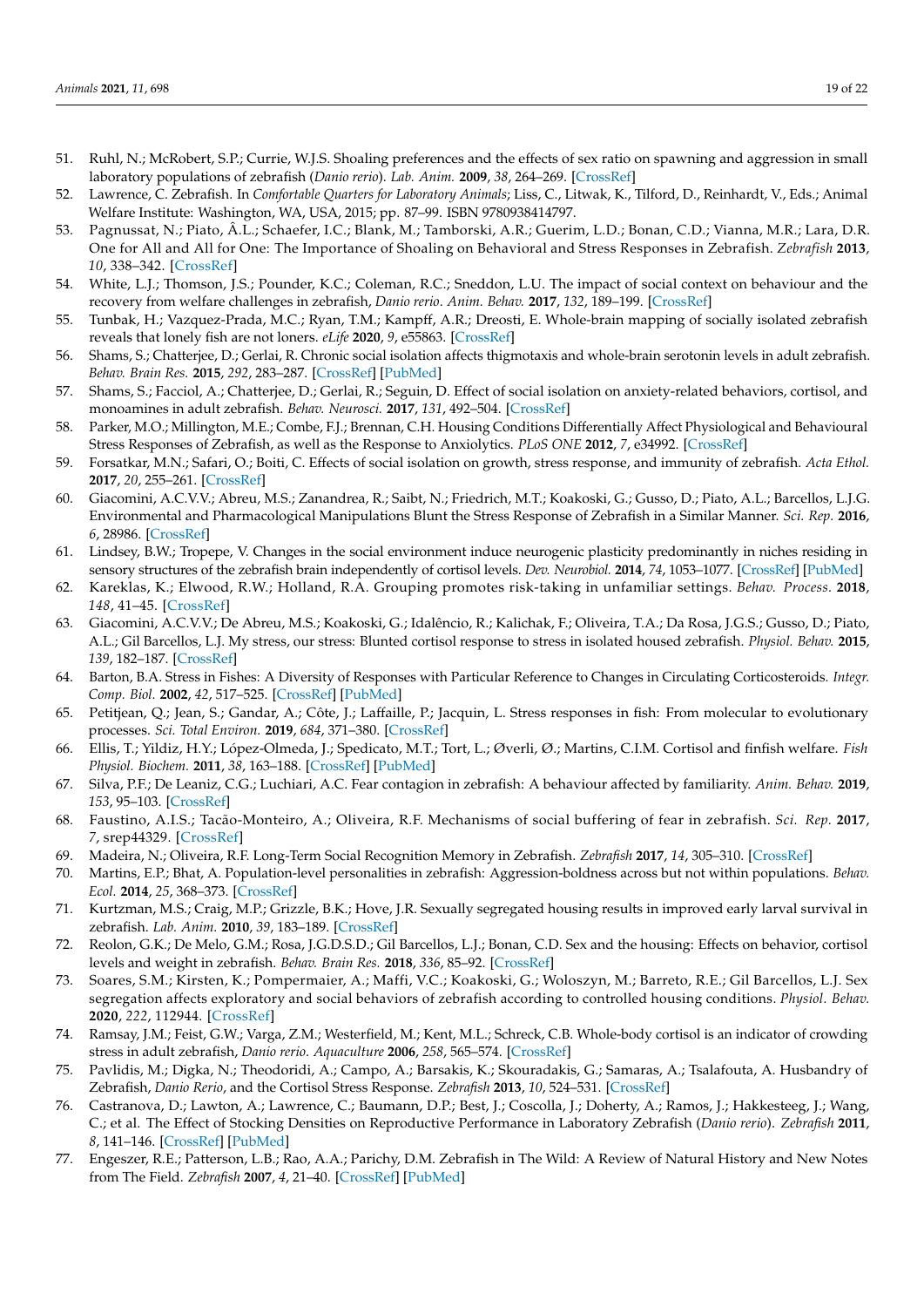51. Ruhl, N.; McRobert, S.P.; Currie, W.J.S. Shoaling preferences and the effects of sex ratio on spawning and aggression in small laboratory populations of zebrafish (*Danio rerio*). *Lab. Anim.* **2009**, *38*, 264–269. [CrossRef]
52. Lawrence, C. Zebrafish. In *Comfortable Quarters for Laboratory Animals*; Liss, C., Litwak, K., Tilford, D., Reinhardt, V., Eds.; Animal Welfare Institute: Washington, WA, USA, 2015; pp. 87–99. ISBN 9780938414797.
53. Pagnussat, N.; Piato, Â.L.; Schaefer, I.C.; Blank, M.; Tamborski, A.R.; Guerim, L.D.; Bonan, C.D.; Vianna, M.R.; Lara, D.R. One for All and All for One: The Importance of Shoaling on Behavioral and Stress Responses in Zebrafish. *Zebrafish* **2013**, *10*, 338–342. [CrossRef]
54. White, L.J.; Thomson, J.S.; Pounder, K.C.; Coleman, R.C.; Sneddon, L.U. The impact of social context on behaviour and the recovery from welfare challenges in zebrafish, *Danio rerio*. *Anim. Behav.* **2017**, *132*, 189–199. [CrossRef]
55. Tunbak, H.; Vazquez-Prada, M.C.; Ryan, T.M.; Kampff, A.R.; Dreosti, E. Whole-brain mapping of socially isolated zebrafish reveals that lonely fish are not loners. *eLife* **2020**, *9*, e55863. [CrossRef]
56. Shams, S.; Chatterjee, D.; Gerlai, R. Chronic social isolation affects thigmotaxis and whole-brain serotonin levels in adult zebrafish. *Behav. Brain Res.* **2015**, *292*, 283–287. [CrossRef] [PubMed]
57. Shams, S.; Facciol, A.; Chatterjee, D.; Gerlai, R.; Seguin, D. Effect of social isolation on anxiety-related behaviors, cortisol, and monoamines in adult zebrafish. *Behav. Neurosci.* **2017**, *131*, 492–504. [CrossRef]
58. Parker, M.O.; Millington, M.E.; Combe, F.J.; Brennan, C.H. Housing Conditions Differentially Affect Physiological and Behavioural Stress Responses of Zebrafish, as well as the Response to Anxiolytics. *PLoS ONE* **2012**, *7*, e34992. [CrossRef]
59. Forsatkar, M.N.; Safari, O.; Boiti, C. Effects of social isolation on growth, stress response, and immunity of zebrafish. *Acta Ethol.* **2017**, *20*, 255–261. [CrossRef]
60. Giacomini, A.C.V.V.; Abreu, M.S.; Zanandrea, R.; Saibt, N.; Friedrich, M.T.; Koakoski, G.; Gusso, D.; Piato, A.L.; Barcellos, L.J.G. Environmental and Pharmacological Manipulations Blunt the Stress Response of Zebrafish in a Similar Manner. *Sci. Rep.* **2016**, *6*, 28986. [CrossRef]
61. Lindsey, B.W.; Tropepe, V. Changes in the social environment induce neurogenic plasticity predominantly in niches residing in sensory structures of the zebrafish brain independently of cortisol levels. *Dev. Neurobiol.* **2014**, *74*, 1053–1077. [CrossRef] [PubMed]
62. Kareklas, K.; Elwood, R.W.; Holland, R.A. Grouping promotes risk-taking in unfamiliar settings. *Behav. Process.* **2018**, *148*, 41–45. [CrossRef]
63. Giacomini, A.C.V.V.; De Abreu, M.S.; Koakoski, G.; Idalêncio, R.; Kalichak, F.; Oliveira, T.A.; Da Rosa, J.G.S.; Gusso, D.; Piato, A.L.; Gil Barcellos, L.J. My stress, our stress: Blunted cortisol response to stress in isolated housed zebrafish. *Physiol. Behav.* **2015**, *139*, 182–187. [CrossRef]
64. Barton, B.A. Stress in Fishes: A Diversity of Responses with Particular Reference to Changes in Circulating Corticosteroids. *Integr. Comp. Biol.* **2002**, *42*, 517–525. [CrossRef] [PubMed]
65. Petitjean, Q.; Jean, S.; Gandar, A.; Côte, J.; Laffaille, P.; Jacquin, L. Stress responses in fish: From molecular to evolutionary processes. *Sci. Total Environ.* **2019**, *684*, 371–380. [CrossRef]
66. Ellis, T.; Yildiz, H.Y.; López-Olmeda, J.; Spedicato, M.T.; Tort, L.; Øverli, Ø.; Martins, C.I.M. Cortisol and finfish welfare. *Fish Physiol. Biochem.* **2011**, *38*, 163–188. [CrossRef] [PubMed]
67. Silva, P.F.; De Leaniz, C.G.; Luchiari, A.C. Fear contagion in zebrafish: A behaviour affected by familiarity. *Anim. Behav.* **2019**, *153*, 95–103. [CrossRef]
68. Faustino, A.I.S.; Tacão-Monteiro, A.; Oliveira, R.F. Mechanisms of social buffering of fear in zebrafish. *Sci. Rep.* **2017**, *7*, srep44329. [CrossRef]
69. Madeira, N.; Oliveira, R.F. Long-Term Social Recognition Memory in Zebrafish. *Zebrafish* **2017**, *14*, 305–310. [CrossRef]
70. Martins, E.P.; Bhat, A. Population-level personalities in zebrafish: Aggression-boldness across but not within populations. *Behav. Ecol.* **2014**, *25*, 368–373. [CrossRef]
71. Kurtzman, M.S.; Craig, M.P.; Grizzle, B.K.; Hove, J.R. Sexually segregated housing results in improved early larval survival in zebrafish. *Lab. Anim.* **2010**, *39*, 183–189. [CrossRef]
72. Reolon, G.K.; De Melo, G.M.; Rosa, J.G.D.S.D.; Gil Barcellos, L.J.; Bonan, C.D. Sex and the housing: Effects on behavior, cortisol levels and weight in zebrafish. *Behav. Brain Res.* **2018**, *336*, 85–92. [CrossRef]
73. Soares, S.M.; Kirsten, K.; Pompermaier, A.; Maffi, V.C.; Koakoski, G.; Woloszyn, M.; Barreto, R.E.; Gil Barcellos, L.J. Sex segregation affects exploratory and social behaviors of zebrafish according to controlled housing conditions. *Physiol. Behav.* **2020**, *222*, 112944. [CrossRef]
74. Ramsay, J.M.; Feist, G.W.; Varga, Z.M.; Westerfield, M.; Kent, M.L.; Schreck, C.B. Whole-body cortisol is an indicator of crowding stress in adult zebrafish, *Danio rerio*. *Aquaculture* **2006**, *258*, 565–574. [CrossRef]
75. Pavlidis, M.; Digka, N.; Theodoridi, A.; Campo, A.; Barsakis, K.; Skouradakis, G.; Samaras, A.; Tsalafouta, A. Husbandry of Zebrafish, *Danio Rerio*, and the Cortisol Stress Response. *Zebrafish* **2013**, *10*, 524–531. [CrossRef]
76. Castranova, D.; Lawton, A.; Lawrence, C.; Baumann, D.P.; Best, J.; Coscolla, J.; Doherty, A.; Ramos, J.; Hakkesteeg, J.; Wang, C.; et al. The Effect of Stocking Densities on Reproductive Performance in Laboratory Zebrafish (*Danio rerio*). *Zebrafish* **2011**, *8*, 141–146. [CrossRef] [PubMed]
77. Engeszer, R.E.; Patterson, L.B.; Rao, A.A.; Parichy, D.M. Zebrafish in The Wild: A Review of Natural History and New Notes from The Field. *Zebrafish* **2007**, *4*, 21–40. [CrossRef] [PubMed]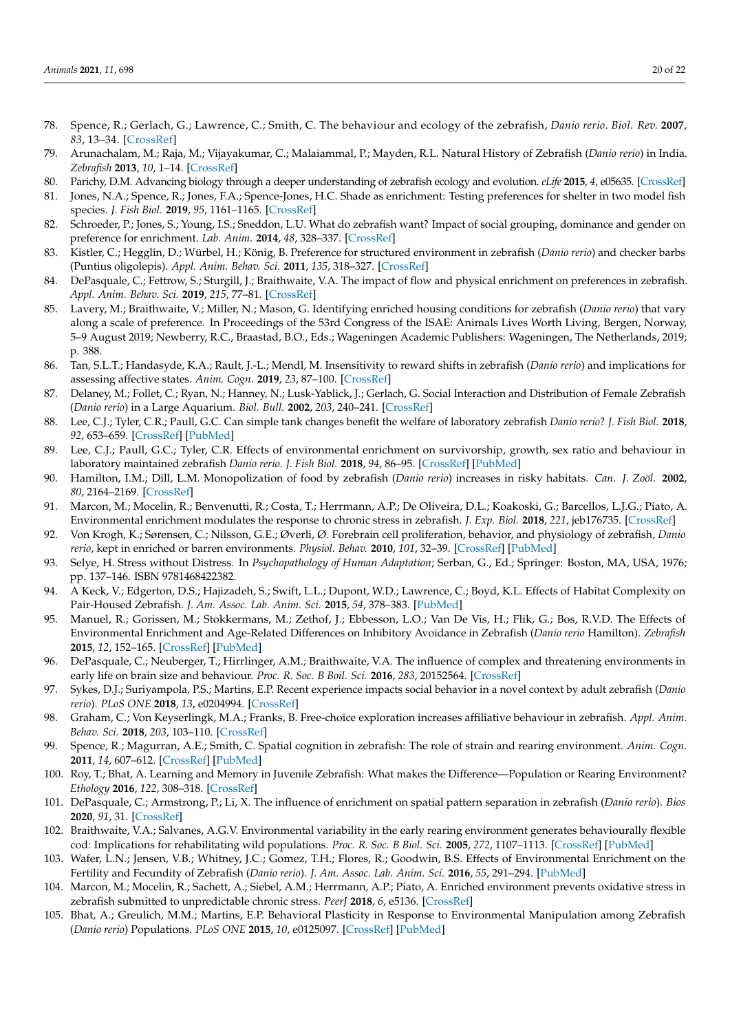78. Spence, R.; Gerlach, G.; Lawrence, C.; Smith, C. The behaviour and ecology of the zebrafish, *Danio rerio*. *Biol. Rev.* **2007**, *83*, 13–34. [CrossRef]
79. Arunachalam, M.; Raja, M.; Vijayakumar, C.; Malaiammal, P.; Mayden, R.L. Natural History of Zebrafish (*Danio rerio*) in India. *Zebrafish* **2013**, *10*, 1–14. [CrossRef]
80. Parichy, D.M. Advancing biology through a deeper understanding of zebrafish ecology and evolution. *eLife* **2015**, *4*, e05635. [CrossRef]
81. Jones, N.A.; Spence, R.; Jones, F.A.; Spence-Jones, H.C. Shade as enrichment: Testing preferences for shelter in two model fish species. *J. Fish Biol.* **2019**, *95*, 1161–1165. [CrossRef]
82. Schroeder, P.; Jones, S.; Young, I.S.; Sneddon, L.U. What do zebrafish want? Impact of social grouping, dominance and gender on preference for enrichment. *Lab. Anim.* **2014**, *48*, 328–337. [CrossRef]
83. Kistler, C.; Hegglin, D.; Würbel, H.; König, B. Preference for structured environment in zebrafish (*Danio rerio*) and checker barbs (Puntius oligolepis). *Appl. Anim. Behav. Sci.* **2011**, *135*, 318–327. [CrossRef]
84. DePasquale, C.; Fettrow, S.; Sturgill, J.; Braithwaite, V.A. The impact of flow and physical enrichment on preferences in zebrafish. *Appl. Anim. Behav. Sci.* **2019**, *215*, 77–81. [CrossRef]
85. Lavery, M.; Braithwaite, V.; Miller, N.; Mason, G. Identifying enriched housing conditions for zebrafish (*Danio rerio*) that vary along a scale of preference. In Proceedings of the 53rd Congress of the ISAE: Animals Lives Worth Living, Bergen, Norway, 5–9 August 2019; Newberry, R.C., Braastad, B.O., Eds.; Wageningen Academic Publishers: Wageningen, The Netherlands, 2019; p. 388.
86. Tan, S.L.T.; Handasyde, K.A.; Rault, J.-L.; Mendl, M. Insensitivity to reward shifts in zebrafish (*Danio rerio*) and implications for assessing affective states. *Anim. Cogn.* **2019**, *23*, 87–100. [CrossRef]
87. Delaney, M.; Follet, C.; Ryan, N.; Hanney, N.; Lusk-Yablick, J.; Gerlach, G. Social Interaction and Distribution of Female Zebrafish (*Danio rerio*) in a Large Aquarium. *Biol. Bull.* **2002**, *203*, 240–241. [CrossRef]
88. Lee, C.J.; Tyler, C.R.; Paull, G.C. Can simple tank changes benefit the welfare of laboratory zebrafish *Danio rerio*? *J. Fish Biol.* **2018**, *92*, 653–659. [CrossRef] [PubMed]
89. Lee, C.J.; Paull, G.C.; Tyler, C.R. Effects of environmental enrichment on survivorship, growth, sex ratio and behaviour in laboratory maintained zebrafish *Danio rerio*. *J. Fish Biol.* **2018**, *94*, 86–95. [CrossRef] [PubMed]
90. Hamilton, I.M.; Dill, L.M. Monopolization of food by zebrafish (*Danio rerio*) increases in risky habitats. *Can. J. Zoöl.* **2002**, *80*, 2164–2169. [CrossRef]
91. Marcon, M.; Mocelin, R.; Benvenutti, R.; Costa, T.; Herrmann, A.P.; De Oliveira, D.L.; Koakoski, G.; Barcellos, L.J.G.; Piato, A. Environmental enrichment modulates the response to chronic stress in zebrafish. *J. Exp. Biol.* **2018**, *221*, jeb176735. [CrossRef]
92. Von Krogh, K.; Sørensen, C.; Nilsson, G.E.; Øverli, Ø. Forebrain cell proliferation, behavior, and physiology of zebrafish, *Danio rerio*, kept in enriched or barren environments. *Physiol. Behav.* **2010**, *101*, 32–39. [CrossRef] [PubMed]
93. Selye, H. Stress without Distress. In *Psychopathology of Human Adaptation*; Serban, G., Ed.; Springer: Boston, MA, USA, 1976; pp. 137–146. ISBN 9781468422382.
94. A Keck, V.; Edgerton, D.S.; Hajizadeh, S.; Swift, L.L.; Dupont, W.D.; Lawrence, C.; Boyd, K.L. Effects of Habitat Complexity on Pair-Housed Zebrafish. *J. Am. Assoc. Lab. Anim. Sci.* **2015**, *54*, 378–383. [PubMed]
95. Manuel, R.; Gorissen, M.; Stokkermans, M.; Zethof, J.; Ebbesson, L.O.; Van De Vis, H.; Flik, G.; Bos, R.V.D. The Effects of Environmental Enrichment and Age-Related Differences on Inhibitory Avoidance in Zebrafish (*Danio rerio* Hamilton). *Zebrafish* **2015**, *12*, 152–165. [CrossRef] [PubMed]
96. DePasquale, C.; Neuberger, T.; Hirrlinger, A.M.; Braithwaite, V.A. The influence of complex and threatening environments in early life on brain size and behaviour. *Proc. R. Soc. B Boil. Sci.* **2016**, *283*, 20152564. [CrossRef]
97. Sykes, D.J.; Suriyampola, P.S.; Martins, E.P. Recent experience impacts social behavior in a novel context by adult zebrafish (*Danio rerio*). *PLoS ONE* **2018**, *13*, e0204994. [CrossRef]
98. Graham, C.; Von Keyserlingk, M.A.; Franks, B. Free-choice exploration increases affiliative behaviour in zebrafish. *Appl. Anim. Behav. Sci.* **2018**, *203*, 103–110. [CrossRef]
99. Spence, R.; Magurran, A.E.; Smith, C. Spatial cognition in zebrafish: The role of strain and rearing environment. *Anim. Cogn.* **2011**, *14*, 607–612. [CrossRef] [PubMed]
100. Roy, T.; Bhat, A. Learning and Memory in Juvenile Zebrafish: What makes the Difference—Population or Rearing Environment? *Ethology* **2016**, *122*, 308–318. [CrossRef]
101. DePasquale, C.; Armstrong, P.; Li, X. The influence of enrichment on spatial pattern separation in zebrafish (*Danio rerio*). *Bios* **2020**, *91*, 31. [CrossRef]
102. Braithwaite, V.A.; Salvanes, A.G.V. Environmental variability in the early rearing environment generates behaviourally flexible cod: Implications for rehabilitating wild populations. *Proc. R. Soc. B Biol. Sci.* **2005**, *272*, 1107–1113. [CrossRef] [PubMed]
103. Wafer, L.N.; Jensen, V.B.; Whitney, J.C.; Gomez, T.H.; Flores, R.; Goodwin, B.S. Effects of Environmental Enrichment on the Fertility and Fecundity of Zebrafish (*Danio rerio*). *J. Am. Assoc. Lab. Anim. Sci.* **2016**, *55*, 291–294. [PubMed]
104. Marcon, M.; Mocelin, R.; Sachett, A.; Siebel, A.M.; Herrmann, A.P.; Piato, A. Enriched environment prevents oxidative stress in zebrafish submitted to unpredictable chronic stress. *PeerJ* **2018**, *6*, e5136. [CrossRef]
105. Bhat, A.; Greulich, M.M.; Martins, E.P. Behavioral Plasticity in Response to Environmental Manipulation among Zebrafish (*Danio rerio*) Populations. *PLoS ONE* **2015**, *10*, e0125097. [CrossRef] [PubMed]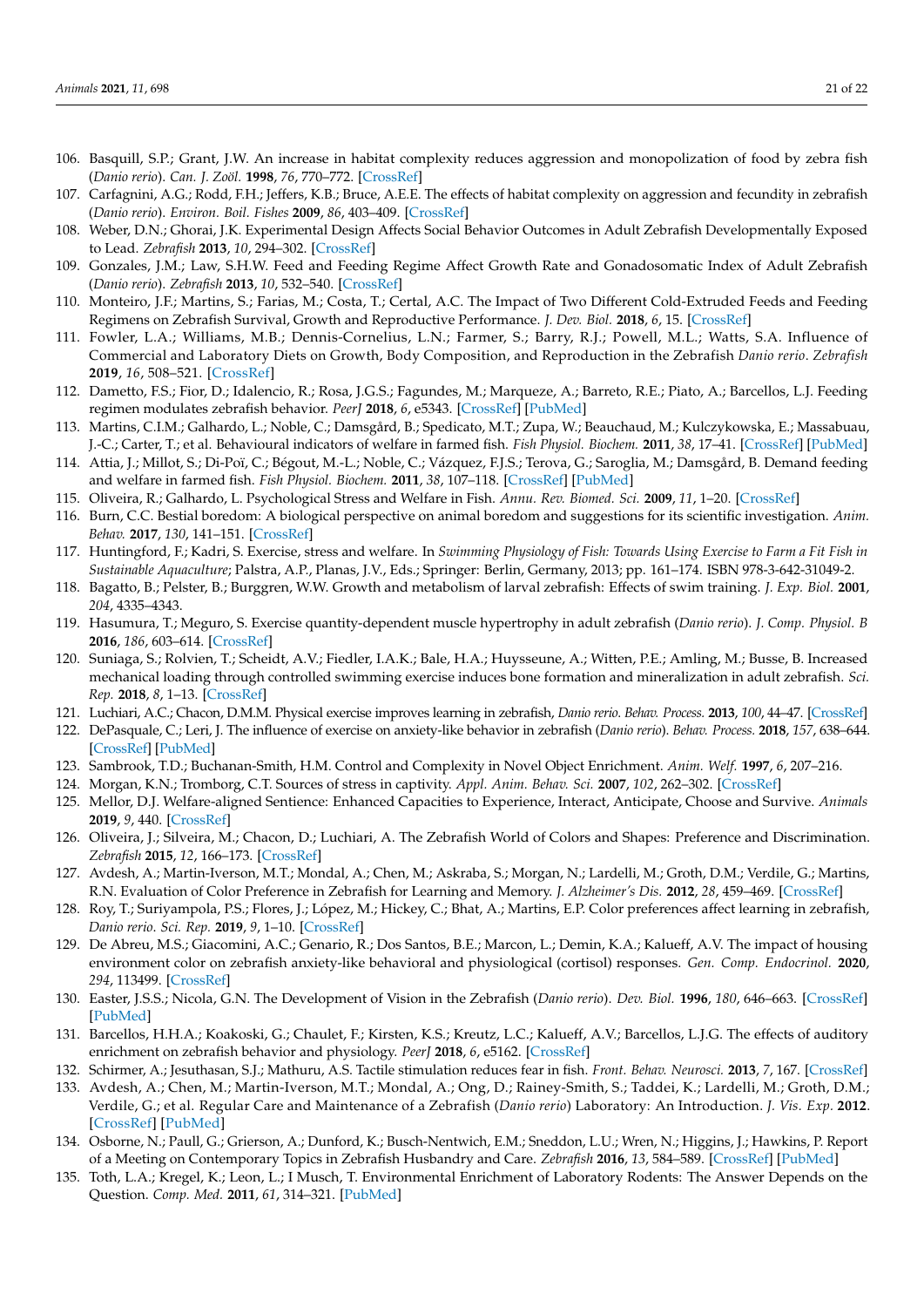106. Basquill, S.P.; Grant, J.W. An increase in habitat complexity reduces aggression and monopolization of food by zebra fish (*Danio rerio*). *Can. J. Zoöl.* **1998**, *76*, 770–772. [CrossRef]
107. Carfagnini, A.G.; Rodd, F.H.; Jeffers, K.B.; Bruce, A.E.E. The effects of habitat complexity on aggression and fecundity in zebrafish (*Danio rerio*). *Environ. Boil. Fishes* **2009**, *86*, 403–409. [CrossRef]
108. Weber, D.N.; Ghorai, J.K. Experimental Design Affects Social Behavior Outcomes in Adult Zebrafish Developmentally Exposed to Lead. *Zebrafish* **2013**, *10*, 294–302. [CrossRef]
109. Gonzales, J.M.; Law, S.H.W. Feed and Feeding Regime Affect Growth Rate and Gonadosomatic Index of Adult Zebrafish (*Danio rerio*). *Zebrafish* **2013**, *10*, 532–540. [CrossRef]
110. Monteiro, J.F.; Martins, S.; Farias, M.; Costa, T.; Certal, A.C. The Impact of Two Different Cold-Extruded Feeds and Feeding Regimens on Zebrafish Survival, Growth and Reproductive Performance. *J. Dev. Biol.* **2018**, *6*, 15. [CrossRef]
111. Fowler, L.A.; Williams, M.B.; Dennis-Cornelius, L.N.; Farmer, S.; Barry, R.J.; Powell, M.L.; Watts, S.A. Influence of Commercial and Laboratory Diets on Growth, Body Composition, and Reproduction in the Zebrafish *Danio rerio*. *Zebrafish* **2019**, *16*, 508–521. [CrossRef]
112. Dametto, F.S.; Fior, D.; Idalencio, R.; Rosa, J.G.S.; Fagundes, M.; Marqueze, A.; Barreto, R.E.; Piato, A.; Barcellos, L.J. Feeding regimen modulates zebrafish behavior. *PeerJ* **2018**, *6*, e5343. [CrossRef] [PubMed]
113. Martins, C.I.M.; Galhardo, L.; Noble, C.; Damsgård, B.; Spedicato, M.T.; Zupa, W.; Beauchaud, M.; Kulczykowska, E.; Massabuau, J.-C.; Carter, T.; et al. Behavioural indicators of welfare in farmed fish. *Fish Physiol. Biochem.* **2011**, *38*, 17–41. [CrossRef] [PubMed]
114. Attia, J.; Millot, S.; Di-Poï, C.; Bégout, M.-L.; Noble, C.; Vázquez, F.J.S.; Terova, G.; Saroglia, M.; Damsgård, B. Demand feeding and welfare in farmed fish. *Fish Physiol. Biochem.* **2011**, *38*, 107–118. [CrossRef] [PubMed]
115. Oliveira, R.; Galhardo, L. Psychological Stress and Welfare in Fish. *Annu. Rev. Biomed. Sci.* **2009**, *11*, 1–20. [CrossRef]
116. Burn, C.C. Bestial boredom: A biological perspective on animal boredom and suggestions for its scientific investigation. *Anim. Behav.* **2017**, *130*, 141–151. [CrossRef]
117. Huntingford, F.; Kadri, S. Exercise, stress and welfare. In *Swimming Physiology of Fish: Towards Using Exercise to Farm a Fit Fish in Sustainable Aquaculture*; Palstra, A.P., Planas, J.V., Eds.; Springer: Berlin, Germany, 2013; pp. 161–174. ISBN 978-3-642-31049-2.
118. Bagatto, B.; Pelster, B.; Burggren, W.W. Growth and metabolism of larval zebrafish: Effects of swim training. *J. Exp. Biol.* **2001**, *204*, 4335–4343.
119. Hasumura, T.; Meguro, S. Exercise quantity-dependent muscle hypertrophy in adult zebrafish (*Danio rerio*). *J. Comp. Physiol. B* **2016**, *186*, 603–614. [CrossRef]
120. Suniaga, S.; Rolvien, T.; Scheidt, A.V.; Fiedler, I.A.K.; Bale, H.A.; Huysseune, A.; Witten, P.E.; Amling, M.; Busse, B. Increased mechanical loading through controlled swimming exercise induces bone formation and mineralization in adult zebrafish. *Sci. Rep.* **2018**, *8*, 1–13. [CrossRef]
121. Luchiari, A.C.; Chacon, D.M.M. Physical exercise improves learning in zebrafish, *Danio rerio*. *Behav. Process.* **2013**, *100*, 44–47. [CrossRef]
122. DePasquale, C.; Leri, J. The influence of exercise on anxiety-like behavior in zebrafish (*Danio rerio*). *Behav. Process.* **2018**, *157*, 638–644. [CrossRef] [PubMed]
123. Sambrook, T.D.; Buchanan-Smith, H.M. Control and Complexity in Novel Object Enrichment. *Anim. Welf.* **1997**, *6*, 207–216.
124. Morgan, K.N.; Tromborg, C.T. Sources of stress in captivity. *Appl. Anim. Behav. Sci.* **2007**, *102*, 262–302. [CrossRef]
125. Mellor, D.J. Welfare-aligned Sentience: Enhanced Capacities to Experience, Interact, Anticipate, Choose and Survive. *Animals* **2019**, *9*, 440. [CrossRef]
126. Oliveira, J.; Silveira, M.; Chacon, D.; Luchiari, A. The Zebrafish World of Colors and Shapes: Preference and Discrimination. *Zebrafish* **2015**, *12*, 166–173. [CrossRef]
127. Avdesh, A.; Martin-Iverson, M.T.; Mondal, A.; Chen, M.; Askraba, S.; Morgan, N.; Lardelli, M.; Groth, D.M.; Verdile, G.; Martins, R.N. Evaluation of Color Preference in Zebrafish for Learning and Memory. *J. Alzheimer's Dis.* **2012**, *28*, 459–469. [CrossRef]
128. Roy, T.; Suriyampola, P.S.; Flores, J.; López, M.; Hickey, C.; Bhat, A.; Martins, E.P. Color preferences affect learning in zebrafish, *Danio rerio*. *Sci. Rep.* **2019**, *9*, 1–10. [CrossRef]
129. De Abreu, M.S.; Giacomini, A.C.; Genario, R.; Dos Santos, B.E.; Marcon, L.; Demin, K.A.; Kalueff, A.V. The impact of housing environment color on zebrafish anxiety-like behavioral and physiological (cortisol) responses. *Gen. Comp. Endocrinol.* **2020**, *294*, 113499. [CrossRef]
130. Easter, J.S.S.; Nicola, G.N. The Development of Vision in the Zebrafish (*Danio rerio*). *Dev. Biol.* **1996**, *180*, 646–663. [CrossRef] [PubMed]
131. Barcellos, H.H.A.; Koakoski, G.; Chaulet, F.; Kirsten, K.S.; Kreutz, L.C.; Kalueff, A.V.; Barcellos, L.J.G. The effects of auditory enrichment on zebrafish behavior and physiology. *PeerJ* **2018**, *6*, e5162. [CrossRef]
132. Schirmer, A.; Jesuthasan, S.J.; Mathuru, A.S. Tactile stimulation reduces fear in fish. *Front. Behav. Neurosci.* **2013**, *7*, 167. [CrossRef]
133. Avdesh, A.; Chen, M.; Martin-Iverson, M.T.; Mondal, A.; Ong, D.; Rainey-Smith, S.; Taddei, K.; Lardelli, M.; Groth, D.M.; Verdile, G.; et al. Regular Care and Maintenance of a Zebrafish (*Danio rerio*) Laboratory: An Introduction. *J. Vis. Exp.* **2012**. [CrossRef] [PubMed]
134. Osborne, N.; Paull, G.; Grierson, A.; Dunford, K.; Busch-Nentwich, E.M.; Sneddon, L.U.; Wren, N.; Higgins, J.; Hawkins, P. Report of a Meeting on Contemporary Topics in Zebrafish Husbandry and Care. *Zebrafish* **2016**, *13*, 584–589. [CrossRef] [PubMed]
135. Toth, L.A.; Kregel, K.; Leon, L.; I Musch, T. Environmental Enrichment of Laboratory Rodents: The Answer Depends on the Question. *Comp. Med.* **2011**, *61*, 314–321. [PubMed]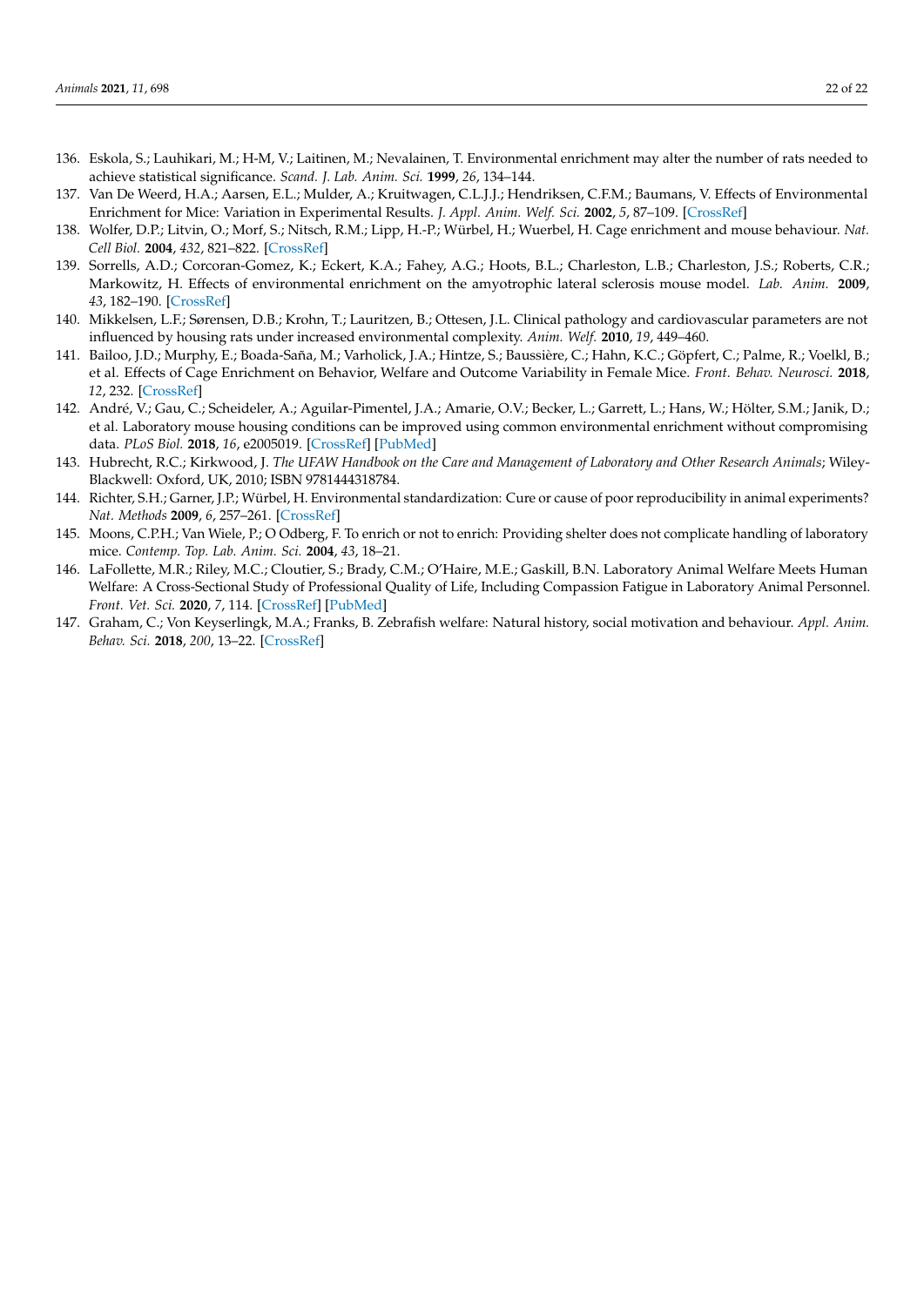136. Eskola, S.; Lauhikari, M.; H-M, V.; Laitinen, M.; Nevalainen, T. Environmental enrichment may alter the number of rats needed to achieve statistical significance. *Scand. J. Lab. Anim. Sci.* **1999**, *26*, 134–144.
137. Van De Weerd, H.A.; Aarsen, E.L.; Mulder, A.; Kruitwagen, C.L.J.J.; Hendriksen, C.F.M.; Baumans, V. Effects of Environmental Enrichment for Mice: Variation in Experimental Results. *J. Appl. Anim. Welf. Sci.* **2002**, *5*, 87–109. [CrossRef]
138. Wolfer, D.P.; Litvin, O.; Morf, S.; Nitsch, R.M.; Lipp, H.-P.; Würbel, H.; Wuerbel, H. Cage enrichment and mouse behaviour. *Nat. Cell Biol.* **2004**, *432*, 821–822. [CrossRef]
139. Sorrells, A.D.; Corcoran-Gomez, K.; Eckert, K.A.; Fahey, A.G.; Hoots, B.L.; Charleston, L.B.; Charleston, J.S.; Roberts, C.R.; Markowitz, H. Effects of environmental enrichment on the amyotrophic lateral sclerosis mouse model. *Lab. Anim.* **2009**, *43*, 182–190. [CrossRef]
140. Mikkelsen, L.F.; Sørensen, D.B.; Krohn, T.; Lauritzen, B.; Ottesen, J.L. Clinical pathology and cardiovascular parameters are not influenced by housing rats under increased environmental complexity. *Anim. Welf.* **2010**, *19*, 449–460.
141. Bailoo, J.D.; Murphy, E.; Boada-Saña, M.; Varholick, J.A.; Hintze, S.; Baussière, C.; Hahn, K.C.; Göpfert, C.; Palme, R.; Voelkl, B.; et al. Effects of Cage Enrichment on Behavior, Welfare and Outcome Variability in Female Mice. *Front. Behav. Neurosci.* **2018**, *12*, 232. [CrossRef]
142. André, V.; Gau, C.; Scheideler, A.; Aguilar-Pimentel, J.A.; Amarie, O.V.; Becker, L.; Garrett, L.; Hans, W.; Hölter, S.M.; Janik, D.; et al. Laboratory mouse housing conditions can be improved using common environmental enrichment without compromising data. *PLoS Biol.* **2018**, *16*, e2005019. [CrossRef] [PubMed]
143. Hubrecht, R.C.; Kirkwood, J. *The UFAW Handbook on the Care and Management of Laboratory and Other Research Animals*; Wiley-Blackwell: Oxford, UK, 2010; ISBN 9781444318784.
144. Richter, S.H.; Garner, J.P.; Würbel, H. Environmental standardization: Cure or cause of poor reproducibility in animal experiments? *Nat. Methods* **2009**, *6*, 257–261. [CrossRef]
145. Moons, C.P.H.; Van Wiele, P.; O Odberg, F. To enrich or not to enrich: Providing shelter does not complicate handling of laboratory mice. *Contemp. Top. Lab. Anim. Sci.* **2004**, *43*, 18–21.
146. LaFollette, M.R.; Riley, M.C.; Cloutier, S.; Brady, C.M.; O'Haire, M.E.; Gaskill, B.N. Laboratory Animal Welfare Meets Human Welfare: A Cross-Sectional Study of Professional Quality of Life, Including Compassion Fatigue in Laboratory Animal Personnel. *Front. Vet. Sci.* **2020**, *7*, 114. [CrossRef] [PubMed]
147. Graham, C.; Von Keyserlingk, M.A.; Franks, B. Zebrafish welfare: Natural history, social motivation and behaviour. *Appl. Anim. Behav. Sci.* **2018**, *200*, 13–22. [CrossRef]